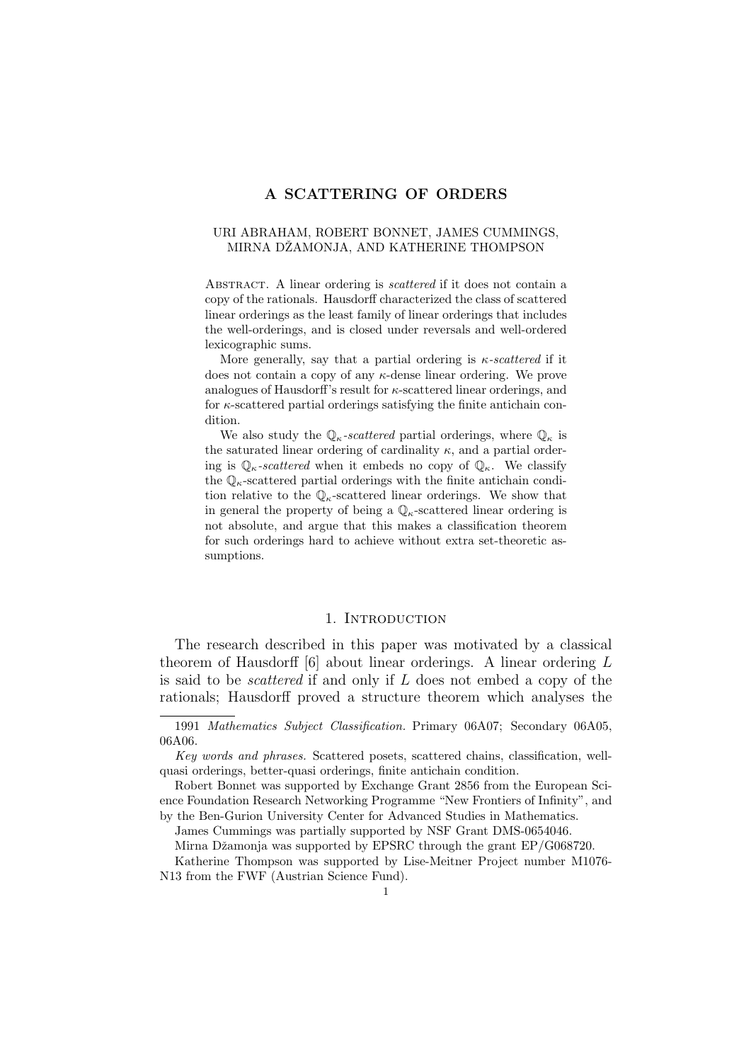# A SCATTERING OF ORDERS

URI ABRAHAM, ROBERT BONNET, JAMES CUMMINGS, MIRNA DŽAMONJA, AND KATHERINE THOMPSON

Abstract. A linear ordering is *scattered* if it does not contain a copy of the rationals. Hausdorff characterized the class of scattered linear orderings as the least family of linear orderings that includes the well-orderings, and is closed under reversals and well-ordered lexicographic sums.

More generally, say that a partial ordering is *$\kappa$-scattered* if it does not contain a copy of any $\kappa$-dense linear ordering. We prove analogues of Hausdorff's result for $\kappa$-scattered linear orderings, and for $\kappa$-scattered partial orderings satisfying the finite antichain condition.

We also study the $\mathbb{Q}_\kappa$-*scattered* partial orderings, where $\mathbb{Q}_\kappa$ is the saturated linear ordering of cardinality $\kappa$, and a partial ordering is $\mathbb{Q}_\kappa$-*scattered* when it embeds no copy of $\mathbb{Q}_\kappa$. We classify the $\mathbb{Q}_\kappa$-scattered partial orderings with the finite antichain condition relative to the $\mathbb{Q}_\kappa$-scattered linear orderings. We show that in general the property of being a $\mathbb{Q}_\kappa$-scattered linear ordering is not absolute, and argue that this makes a classification theorem for such orderings hard to achieve without extra set-theoretic assumptions.

## 1. Introduction

The research described in this paper was motivated by a classical theorem of Hausdorff [6] about linear orderings. A linear ordering $L$ is said to be *scattered* if and only if $L$ does not embed a copy of the rationals; Hausdorff proved a structure theorem which analyses the

---

1991 *Mathematics Subject Classification.* Primary 06A07; Secondary 06A05, 06A06.

*Key words and phrases.* Scattered posets, scattered chains, classification, well-quasi orderings, better-quasi orderings, finite antichain condition.

Robert Bonnet was supported by Exchange Grant 2856 from the European Science Foundation Research Networking Programme "New Frontiers of Infinity", and by the Ben-Gurion University Center for Advanced Studies in Mathematics.

James Cummings was partially supported by NSF Grant DMS-0654046.

Mirna Džamonja was supported by EPSRC through the grant EP/G068720.

Katherine Thompson was supported by Lise-Meitner Project number M1076-N13 from the FWF (Austrian Science Fund).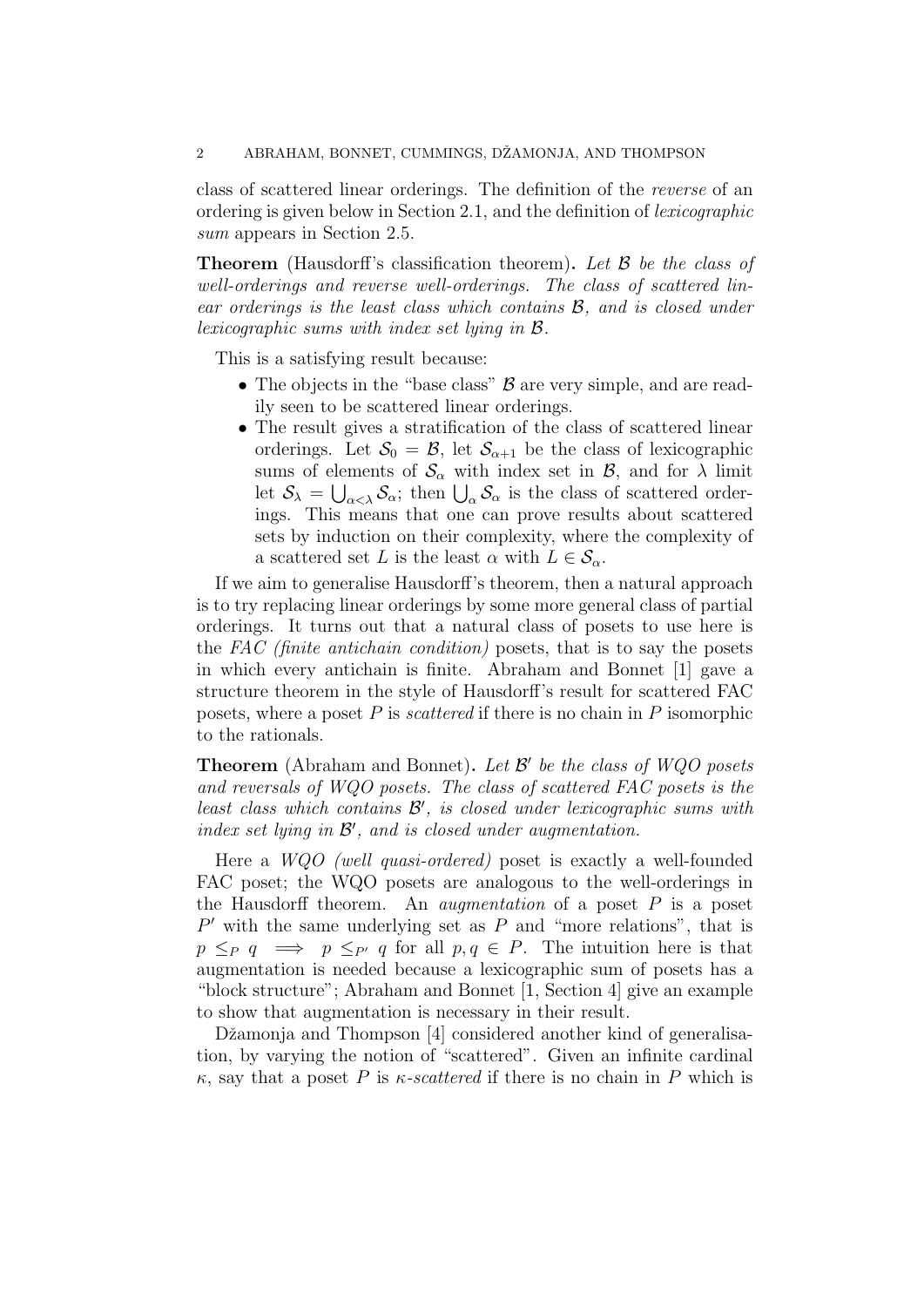class of scattered linear orderings. The definition of the *reverse* of an ordering is given below in Section 2.1, and the definition of *lexicographic sum* appears in Section 2.5.

**Theorem** (Hausdorff's classification theorem)**.** *Let $\mathcal{B}$ be the class of well-orderings and reverse well-orderings. The class of scattered linear orderings is the least class which contains $\mathcal{B}$, and is closed under lexicographic sums with index set lying in $\mathcal{B}$.*

This is a satisfying result because:

- The objects in the "base class" $\mathcal{B}$ are very simple, and are readily seen to be scattered linear orderings.
- The result gives a stratification of the class of scattered linear orderings. Let $\mathcal{S}_0 = \mathcal{B}$, let $\mathcal{S}_{\alpha+1}$ be the class of lexicographic sums of elements of $\mathcal{S}_\alpha$ with index set in $\mathcal{B}$, and for $\lambda$ limit let $\mathcal{S}_\lambda = \bigcup_{\alpha<\lambda} \mathcal{S}_\alpha$; then $\bigcup_\alpha \mathcal{S}_\alpha$ is the class of scattered orderings. This means that one can prove results about scattered sets by induction on their complexity, where the complexity of a scattered set $L$ is the least $\alpha$ with $L \in \mathcal{S}_\alpha$.

If we aim to generalise Hausdorff's theorem, then a natural approach is to try replacing linear orderings by some more general class of partial orderings. It turns out that a natural class of posets to use here is the *FAC (finite antichain condition)* posets, that is to say the posets in which every antichain is finite. Abraham and Bonnet [1] gave a structure theorem in the style of Hausdorff's result for scattered FAC posets, where a poset $P$ is *scattered* if there is no chain in $P$ isomorphic to the rationals.

**Theorem** (Abraham and Bonnet)**.** *Let $\mathcal{B}'$ be the class of WQO posets and reversals of WQO posets. The class of scattered FAC posets is the least class which contains $\mathcal{B}'$, is closed under lexicographic sums with index set lying in $\mathcal{B}'$, and is closed under augmentation.*

Here a *WQO (well quasi-ordered)* poset is exactly a well-founded FAC poset; the WQO posets are analogous to the well-orderings in the Hausdorff theorem. An *augmentation* of a poset $P$ is a poset $P'$ with the same underlying set as $P$ and "more relations", that is $p \le_P q \implies p \le_{P'} q$ for all $p, q \in P$. The intuition here is that augmentation is needed because a lexicographic sum of posets has a "block structure"; Abraham and Bonnet [1, Section 4] give an example to show that augmentation is necessary in their result.

Džamonja and Thompson [4] considered another kind of generalisation, by varying the notion of "scattered". Given an infinite cardinal $\kappa$, say that a poset $P$ is *$\kappa$-scattered* if there is no chain in $P$ which is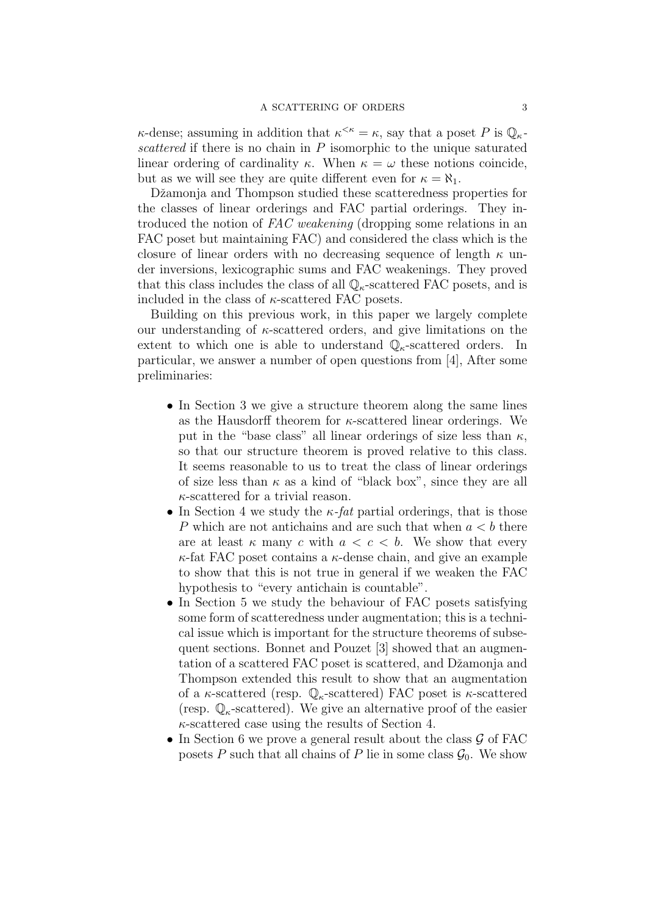$\kappa$-dense; assuming in addition that $\kappa^{<\kappa} = \kappa$, say that a poset $P$ is $\mathbb{Q}_\kappa$-*scattered* if there is no chain in $P$ isomorphic to the unique saturated linear ordering of cardinality $\kappa$. When $\kappa = \omega$ these notions coincide, but as we will see they are quite different even for $\kappa = \aleph_1$.

Džamonja and Thompson studied these scatteredness properties for the classes of linear orderings and FAC partial orderings. They introduced the notion of *FAC weakening* (dropping some relations in an FAC poset but maintaining FAC) and considered the class which is the closure of linear orders with no decreasing sequence of length $\kappa$ under inversions, lexicographic sums and FAC weakenings. They proved that this class includes the class of all $\mathbb{Q}_\kappa$-scattered FAC posets, and is included in the class of $\kappa$-scattered FAC posets.

Building on this previous work, in this paper we largely complete our understanding of $\kappa$-scattered orders, and give limitations on the extent to which one is able to understand $\mathbb{Q}_\kappa$-scattered orders. In particular, we answer a number of open questions from [4], After some preliminaries:

- In Section 3 we give a structure theorem along the same lines as the Hausdorff theorem for $\kappa$-scattered linear orderings. We put in the "base class" all linear orderings of size less than $\kappa$, so that our structure theorem is proved relative to this class. It seems reasonable to us to treat the class of linear orderings of size less than $\kappa$ as a kind of "black box", since they are all $\kappa$-scattered for a trivial reason.
- In Section 4 we study the $\kappa$-*fat* partial orderings, that is those $P$ which are not antichains and are such that when $a < b$ there are at least $\kappa$ many $c$ with $a < c < b$. We show that every $\kappa$-fat FAC poset contains a $\kappa$-dense chain, and give an example to show that this is not true in general if we weaken the FAC hypothesis to "every antichain is countable".
- In Section 5 we study the behaviour of FAC posets satisfying some form of scatteredness under augmentation; this is a technical issue which is important for the structure theorems of subsequent sections. Bonnet and Pouzet [3] showed that an augmentation of a scattered FAC poset is scattered, and Džamonja and Thompson extended this result to show that an augmentation of a $\kappa$-scattered (resp. $\mathbb{Q}_\kappa$-scattered) FAC poset is $\kappa$-scattered (resp. $\mathbb{Q}_\kappa$-scattered). We give an alternative proof of the easier $\kappa$-scattered case using the results of Section 4.
- In Section 6 we prove a general result about the class $\mathcal{G}$ of FAC posets $P$ such that all chains of $P$ lie in some class $\mathcal{G}_0$. We show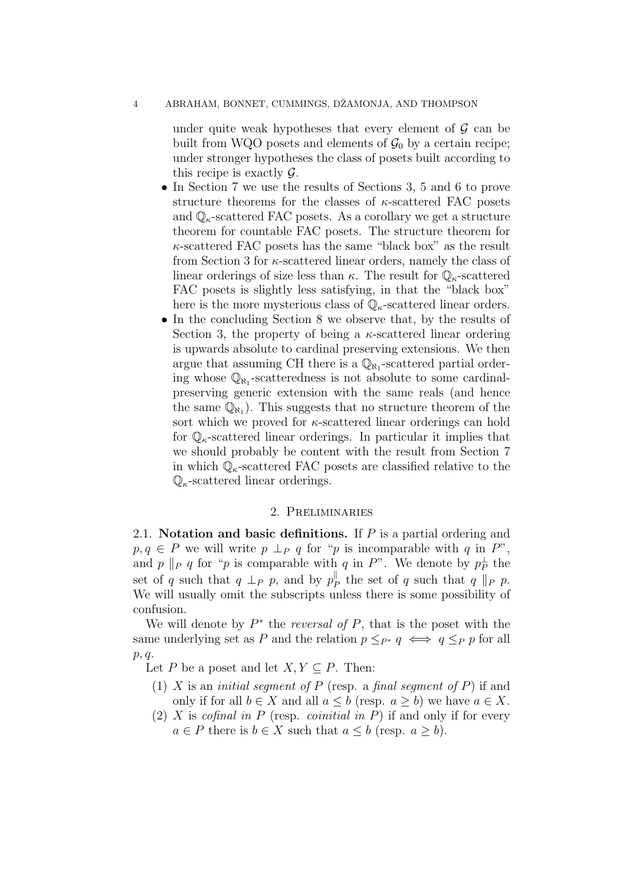under quite weak hypotheses that every element of $\mathcal{G}$ can be built from WQO posets and elements of $\mathcal{G}_0$ by a certain recipe; under stronger hypotheses the class of posets built according to this recipe is exactly $\mathcal{G}$.

- In Section 7 we use the results of Sections 3, 5 and 6 to prove structure theorems for the classes of $\kappa$-scattered FAC posets and $\mathbb{Q}_\kappa$-scattered FAC posets. As a corollary we get a structure theorem for countable FAC posets. The structure theorem for $\kappa$-scattered FAC posets has the same "black box" as the result from Section 3 for $\kappa$-scattered linear orders, namely the class of linear orderings of size less than $\kappa$. The result for $\mathbb{Q}_\kappa$-scattered FAC posets is slightly less satisfying, in that the "black box" here is the more mysterious class of $\mathbb{Q}_\kappa$-scattered linear orders.
- In the concluding Section 8 we observe that, by the results of Section 3, the property of being a $\kappa$-scattered linear ordering is upwards absolute to cardinal preserving extensions. We then argue that assuming CH there is a $\mathbb{Q}_{\aleph_1}$-scattered partial ordering whose $\mathbb{Q}_{\aleph_1}$-scatteredness is not absolute to some cardinal-preserving generic extension with the same reals (and hence the same $\mathbb{Q}_{\aleph_1}$). This suggests that no structure theorem of the sort which we proved for $\kappa$-scattered linear orderings can hold for $\mathbb{Q}_\kappa$-scattered linear orderings. In particular it implies that we should probably be content with the result from Section 7 in which $\mathbb{Q}_\kappa$-scattered FAC posets are classified relative to the $\mathbb{Q}_\kappa$-scattered linear orderings.

## 2. Preliminaries

2.1. **Notation and basic definitions.** If $P$ is a partial ordering and $p, q \in P$ we will write $p \perp_P q$ for "$p$ is incomparable with $q$ in $P$", and $p \parallel_P q$ for "$p$ is comparable with $q$ in $P$". We denote by $p_P^\perp$ the set of $q$ such that $q \perp_P p$, and by $p_P^\parallel$ the set of $q$ such that $q \parallel_P p$. We will usually omit the subscripts unless there is some possibility of confusion.

We will denote by $P^*$ the *reversal of* $P$, that is the poset with the same underlying set as $P$ and the relation $p \leq_{P^*} q \iff q \leq_P p$ for all $p, q$.

Let $P$ be a poset and let $X, Y \subseteq P$. Then:

(1) $X$ is an *initial segment of* $P$ (resp. a *final segment of* $P$) if and only if for all $b \in X$ and all $a \leq b$ (resp. $a \geq b$) we have $a \in X$.

(2) $X$ is *cofinal in* $P$ (resp. *coinitial in* $P$) if and only if for every $a \in P$ there is $b \in X$ such that $a \leq b$ (resp. $a \geq b$).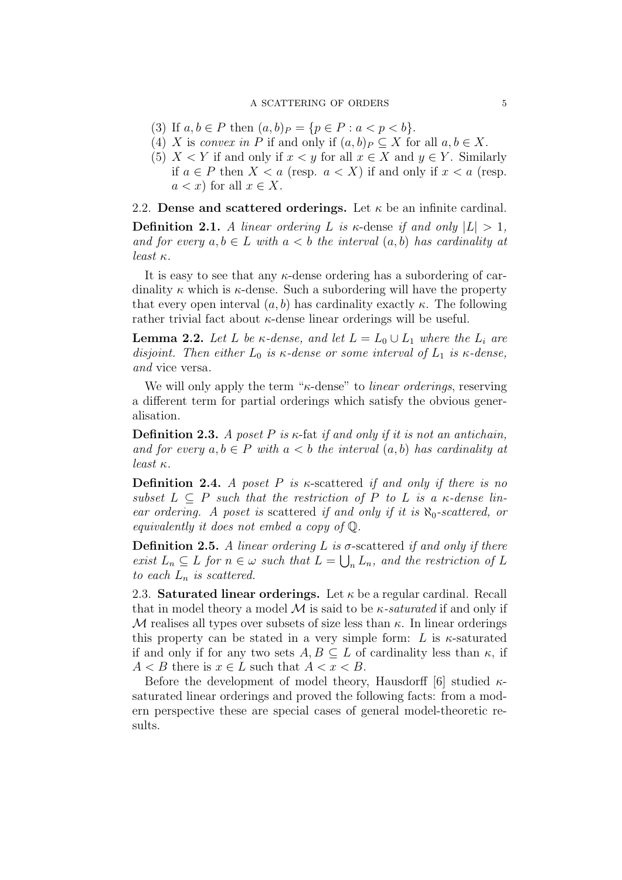(3) If $a, b \in P$ then $(a, b)_P = \{p \in P : a < p < b\}$.
(4) $X$ is *convex in* $P$ if and only if $(a, b)_P \subseteq X$ for all $a, b \in X$.
(5) $X < Y$ if and only if $x < y$ for all $x \in X$ and $y \in Y$. Similarly if $a \in P$ then $X < a$ (resp. $a < X$) if and only if $x < a$ (resp. $a < x$) for all $x \in X$.

### 2.2. Dense and scattered orderings.

Let $\kappa$ be an infinite cardinal.

**Definition 2.1.** *A linear ordering $L$ is* $\kappa$-dense *if and only $|L| > 1$, and for every $a, b \in L$ with $a < b$ the interval $(a, b)$ has cardinality at least $\kappa$.*

It is easy to see that any $\kappa$-dense ordering has a subordering of cardinality $\kappa$ which is $\kappa$-dense. Such a subordering will have the property that every open interval $(a, b)$ has cardinality exactly $\kappa$. The following rather trivial fact about $\kappa$-dense linear orderings will be useful.

**Lemma 2.2.** *Let $L$ be $\kappa$-dense, and let $L = L_0 \cup L_1$ where the $L_i$ are disjoint. Then either $L_0$ is $\kappa$-dense or some interval of $L_1$ is $\kappa$-dense, and* vice versa*.*

We will only apply the term "$\kappa$-dense" to *linear orderings*, reserving a different term for partial orderings which satisfy the obvious generalisation.

**Definition 2.3.** *A poset $P$ is* $\kappa$-fat *if and only if it is not an antichain, and for every $a, b \in P$ with $a < b$ the interval $(a, b)$ has cardinality at least $\kappa$.*

**Definition 2.4.** *A poset $P$ is* $\kappa$-scattered *if and only if there is no subset $L \subseteq P$ such that the restriction of $P$ to $L$ is a $\kappa$-dense linear ordering. A poset is* scattered *if and only if it is $\aleph_0$-scattered, or equivalently it does not embed a copy of $\mathbb{Q}$.*

**Definition 2.5.** *A linear ordering $L$ is* $\sigma$-scattered *if and only if there exist $L_n \subseteq L$ for $n \in \omega$ such that $L = \bigcup_n L_n$, and the restriction of $L$ to each $L_n$ is scattered.*

### 2.3. Saturated linear orderings.

Let $\kappa$ be a regular cardinal. Recall that in model theory a model $\mathcal{M}$ is said to be *$\kappa$-saturated* if and only if $\mathcal{M}$ realises all types over subsets of size less than $\kappa$. In linear orderings this property can be stated in a very simple form: $L$ is $\kappa$-saturated if and only if for any two sets $A, B \subseteq L$ of cardinality less than $\kappa$, if $A < B$ there is $x \in L$ such that $A < x < B$.

Before the development of model theory, Hausdorff [6] studied $\kappa$-saturated linear orderings and proved the following facts: from a modern perspective these are special cases of general model-theoretic results.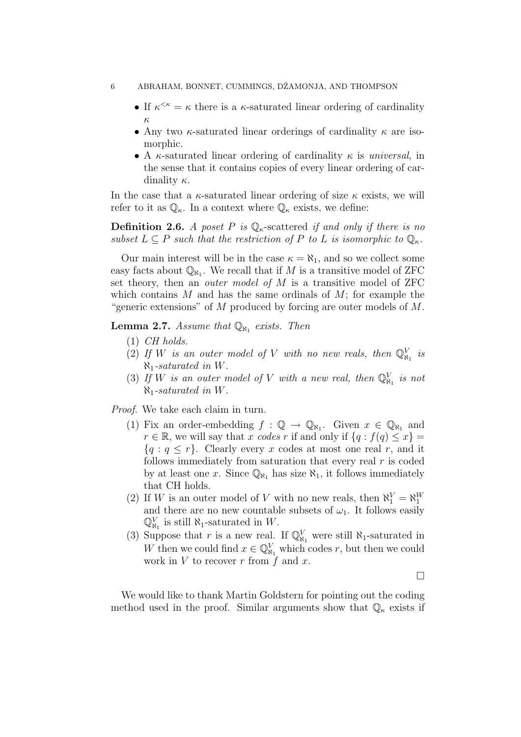- If $\kappa^{<\kappa} = \kappa$ there is a $\kappa$-saturated linear ordering of cardinality $\kappa$
- Any two $\kappa$-saturated linear orderings of cardinality $\kappa$ are isomorphic.
- A $\kappa$-saturated linear ordering of cardinality $\kappa$ is *universal*, in the sense that it contains copies of every linear ordering of cardinality $\kappa$.

In the case that a $\kappa$-saturated linear ordering of size $\kappa$ exists, we will refer to it as $\mathbb{Q}_\kappa$. In a context where $\mathbb{Q}_\kappa$ exists, we define:

**Definition 2.6.** *A poset $P$ is $\mathbb{Q}_\kappa$-scattered if and only if there is no subset $L \subseteq P$ such that the restriction of $P$ to $L$ is isomorphic to $\mathbb{Q}_\kappa$.*

Our main interest will be in the case $\kappa = \aleph_1$, and so we collect some easy facts about $\mathbb{Q}_{\aleph_1}$. We recall that if $M$ is a transitive model of ZFC set theory, then an *outer model of* $M$ is a transitive model of ZFC which contains $M$ and has the same ordinals of $M$; for example the "generic extensions" of $M$ produced by forcing are outer models of $M$.

**Lemma 2.7.** *Assume that $\mathbb{Q}_{\aleph_1}$ exists. Then*

1. *CH holds.*
2. *If $W$ is an outer model of $V$ with no new reals, then $\mathbb{Q}^V_{\aleph_1}$ is $\aleph_1$-saturated in $W$.*
3. *If $W$ is an outer model of $V$ with a new real, then $\mathbb{Q}^V_{\aleph_1}$ is not $\aleph_1$-saturated in $W$.*

*Proof.* We take each claim in turn.

1. Fix an order-embedding $f : \mathbb{Q} \to \mathbb{Q}_{\aleph_1}$. Given $x \in \mathbb{Q}_{\aleph_1}$ and $r \in \mathbb{R}$, we will say that $x$ *codes* $r$ if and only if $\{q : f(q) \leq x\} = \{q : q \leq r\}$. Clearly every $x$ codes at most one real $r$, and it follows immediately from saturation that every real $r$ is coded by at least one $x$. Since $\mathbb{Q}_{\aleph_1}$ has size $\aleph_1$, it follows immediately that CH holds.
2. If $W$ is an outer model of $V$ with no new reals, then $\aleph_1^V = \aleph_1^W$ and there are no new countable subsets of $\omega_1$. It follows easily $\mathbb{Q}^V_{\aleph_1}$ is still $\aleph_1$-saturated in $W$.
3. Suppose that $r$ is a new real. If $\mathbb{Q}^V_{\aleph_1}$ were still $\aleph_1$-saturated in $W$ then we could find $x \in \mathbb{Q}^V_{\aleph_1}$ which codes $r$, but then we could work in $V$ to recover $r$ from $f$ and $x$.

□

We would like to thank Martin Goldstern for pointing out the coding method used in the proof. Similar arguments show that $\mathbb{Q}_\kappa$ exists if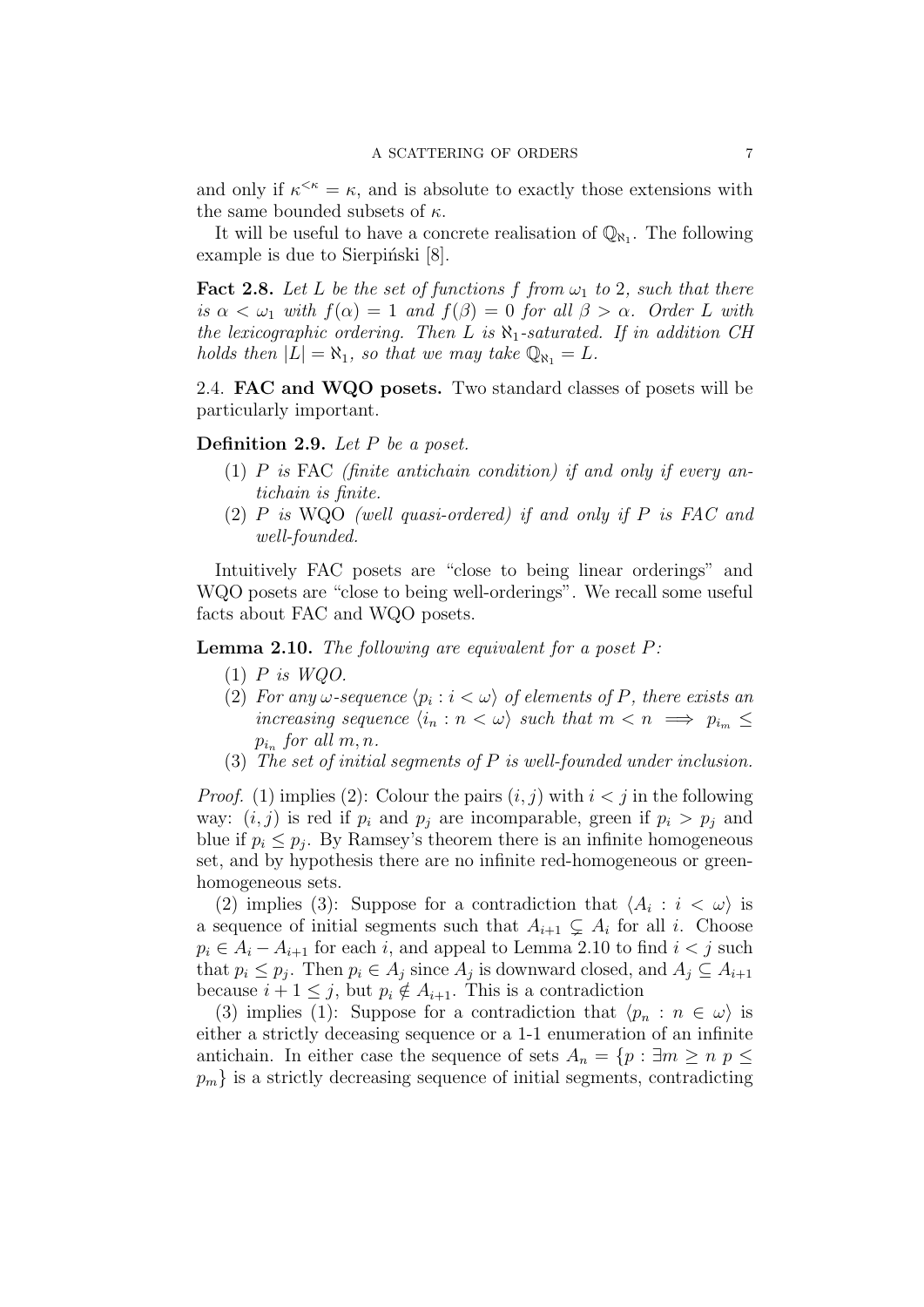and only if $\kappa^{<\kappa} = \kappa$, and is absolute to exactly those extensions with the same bounded subsets of $\kappa$.

It will be useful to have a concrete realisation of $\mathbb{Q}_{\aleph_1}$. The following example is due to Sierpiński [8].

**Fact 2.8.** *Let $L$ be the set of functions $f$ from $\omega_1$ to $2$, such that there is $\alpha < \omega_1$ with $f(\alpha) = 1$ and $f(\beta) = 0$ for all $\beta > \alpha$. Order $L$ with the lexicographic ordering. Then $L$ is $\aleph_1$-saturated. If in addition CH holds then $|L| = \aleph_1$, so that we may take $\mathbb{Q}_{\aleph_1} = L$.*

## 2.4. FAC and WQO posets.

Two standard classes of posets will be particularly important.

**Definition 2.9.** *Let $P$ be a poset.*

1. *$P$ is* FAC *(finite antichain condition) if and only if every antichain is finite.*
2. *$P$ is* WQO *(well quasi-ordered) if and only if $P$ is FAC and well-founded.*

Intuitively FAC posets are "close to being linear orderings" and WQO posets are "close to being well-orderings". We recall some useful facts about FAC and WQO posets.

**Lemma 2.10.** *The following are equivalent for a poset $P$:*

1. *$P$ is WQO.*
2. *For any $\omega$-sequence $\langle p_i : i < \omega \rangle$ of elements of $P$, there exists an increasing sequence $\langle i_n : n < \omega \rangle$ such that $m < n \implies p_{i_m} \leq p_{i_n}$ for all $m, n$.*
3. *The set of initial segments of $P$ is well-founded under inclusion.*

*Proof.* (1) implies (2): Colour the pairs $(i, j)$ with $i < j$ in the following way: $(i, j)$ is red if $p_i$ and $p_j$ are incomparable, green if $p_i > p_j$ and blue if $p_i \leq p_j$. By Ramsey's theorem there is an infinite homogeneous set, and by hypothesis there are no infinite red-homogeneous or green-homogeneous sets.

(2) implies (3): Suppose for a contradiction that $\langle A_i : i < \omega \rangle$ is a sequence of initial segments such that $A_{i+1} \subsetneq A_i$ for all $i$. Choose $p_i \in A_i - A_{i+1}$ for each $i$, and appeal to Lemma 2.10 to find $i < j$ such that $p_i \leq p_j$. Then $p_i \in A_j$ since $A_j$ is downward closed, and $A_j \subseteq A_{i+1}$ because $i + 1 \leq j$, but $p_i \notin A_{i+1}$. This is a contradiction

(3) implies (1): Suppose for a contradiction that $\langle p_n : n \in \omega \rangle$ is either a strictly deceasing sequence or a 1-1 enumeration of an infinite antichain. In either case the sequence of sets $A_n = \{p : \exists m \geq n \; p \leq p_m\}$ is a strictly decreasing sequence of initial segments, contradicting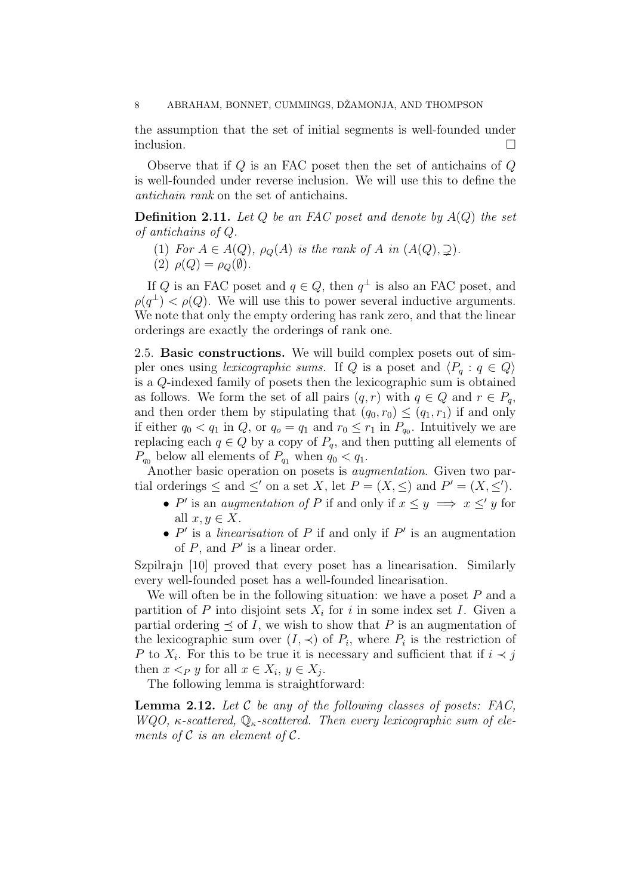the assumption that the set of initial segments is well-founded under inclusion. □

Observe that if $Q$ is an FAC poset then the set of antichains of $Q$ is well-founded under reverse inclusion. We will use this to define the *antichain rank* on the set of antichains.

**Definition 2.11.** *Let $Q$ be an FAC poset and denote by $A(Q)$ the set of antichains of $Q$.*

1. *For $A \in A(Q)$, $\rho_Q(A)$ is the rank of $A$ in $(A(Q), \supsetneq)$.*
2. *$\rho(Q) = \rho_Q(\emptyset)$.*

If $Q$ is an FAC poset and $q \in Q$, then $q^\perp$ is also an FAC poset, and $\rho(q^\perp) < \rho(Q)$. We will use this to power several inductive arguments. We note that only the empty ordering has rank zero, and that the linear orderings are exactly the orderings of rank one.

2.5. **Basic constructions.** We will build complex posets out of simpler ones using *lexicographic sums*. If $Q$ is a poset and $\langle P_q : q \in Q \rangle$ is a $Q$-indexed family of posets then the lexicographic sum is obtained as follows. We form the set of all pairs $(q, r)$ with $q \in Q$ and $r \in P_q$, and then order them by stipulating that $(q_0, r_0) \leq (q_1, r_1)$ if and only if either $q_0 < q_1$ in $Q$, or $q_o = q_1$ and $r_0 \leq r_1$ in $P_{q_0}$. Intuitively we are replacing each $q \in Q$ by a copy of $P_q$, and then putting all elements of $P_{q_0}$ below all elements of $P_{q_1}$ when $q_0 < q_1$.

Another basic operation on posets is *augmentation*. Given two partial orderings $\leq$ and $\leq'$ on a set $X$, let $P = (X, \leq)$ and $P' = (X, \leq')$.

- $P'$ is an *augmentation of* $P$ if and only if $x \leq y \implies x \leq' y$ for all $x, y \in X$.
- $P'$ is a *linearisation* of $P$ if and only if $P'$ is an augmentation of $P$, and $P'$ is a linear order.

Szpilrajn [10] proved that every poset has a linearisation. Similarly every well-founded poset has a well-founded linearisation.

We will often be in the following situation: we have a poset $P$ and a partition of $P$ into disjoint sets $X_i$ for $i$ in some index set $I$. Given a partial ordering $\preceq$ of $I$, we wish to show that $P$ is an augmentation of the lexicographic sum over $(I, \prec)$ of $P_i$, where $P_i$ is the restriction of $P$ to $X_i$. For this to be true it is necessary and sufficient that if $i \prec j$ then $x <_P y$ for all $x \in X_i$, $y \in X_j$.

The following lemma is straightforward:

**Lemma 2.12.** *Let $\mathcal{C}$ be any of the following classes of posets: FAC, WQO, $\kappa$-scattered, $\mathbb{Q}_\kappa$-scattered. Then every lexicographic sum of elements of $\mathcal{C}$ is an element of $\mathcal{C}$.*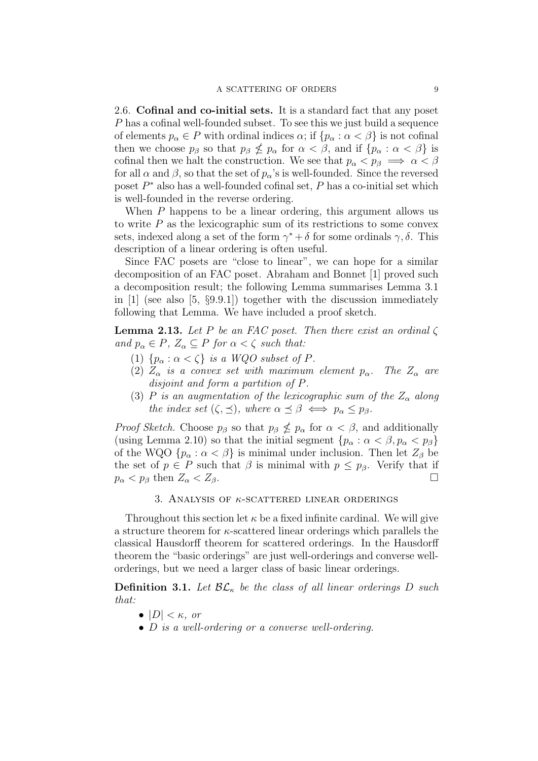2.6. **Cofinal and co-initial sets.** It is a standard fact that any poset $P$ has a cofinal well-founded subset. To see this we just build a sequence of elements $p_\alpha \in P$ with ordinal indices $\alpha$; if $\{p_\alpha : \alpha < \beta\}$ is not cofinal then we choose $p_\beta$ so that $p_\beta \not\leq p_\alpha$ for $\alpha < \beta$, and if $\{p_\alpha : \alpha < \beta\}$ is cofinal then we halt the construction. We see that $p_\alpha < p_\beta \implies \alpha < \beta$ for all $\alpha$ and $\beta$, so that the set of $p_\alpha$'s is well-founded. Since the reversed poset $P^*$ also has a well-founded cofinal set, $P$ has a co-initial set which is well-founded in the reverse ordering.

When $P$ happens to be a linear ordering, this argument allows us to write $P$ as the lexicographic sum of its restrictions to some convex sets, indexed along a set of the form $\gamma^* + \delta$ for some ordinals $\gamma, \delta$. This description of a linear ordering is often useful.

Since FAC posets are "close to linear", we can hope for a similar decomposition of an FAC poset. Abraham and Bonnet [1] proved such a decomposition result; the following Lemma summarises Lemma 3.1 in [1] (see also [5, §9.9.1]) together with the discussion immediately following that Lemma. We have included a proof sketch.

**Lemma 2.13.** *Let $P$ be an FAC poset. Then there exist an ordinal $\zeta$ and $p_\alpha \in P$, $Z_\alpha \subseteq P$ for $\alpha < \zeta$ such that:*

1. *$\{p_\alpha : \alpha < \zeta\}$ is a WQO subset of $P$.*
2. *$Z_\alpha$ is a convex set with maximum element $p_\alpha$. The $Z_\alpha$ are disjoint and form a partition of $P$.*
3. *$P$ is an augmentation of the lexicographic sum of the $Z_\alpha$ along the index set $(\zeta, \preceq)$, where $\alpha \preceq \beta \iff p_\alpha \leq p_\beta$.*

*Proof Sketch.* Choose $p_\beta$ so that $p_\beta \not\leq p_\alpha$ for $\alpha < \beta$, and additionally (using Lemma 2.10) so that the initial segment $\{p_\alpha : \alpha < \beta, p_\alpha < p_\beta\}$ of the WQO $\{p_\alpha : \alpha < \beta\}$ is minimal under inclusion. Then let $Z_\beta$ be the set of $p \in P$ such that $\beta$ is minimal with $p \leq p_\beta$. Verify that if $p_\alpha < p_\beta$ then $Z_\alpha < Z_\beta$. □

## 3. Analysis of $\kappa$-scattered linear orderings

Throughout this section let $\kappa$ be a fixed infinite cardinal. We will give a structure theorem for $\kappa$-scattered linear orderings which parallels the classical Hausdorff theorem for scattered orderings. In the Hausdorff theorem the "basic orderings" are just well-orderings and converse well-orderings, but we need a larger class of basic linear orderings.

**Definition 3.1.** *Let $\mathcal{BL}_\kappa$ be the class of all linear orderings $D$ such that:*

- *$|D| < \kappa$, or*
- *$D$ is a well-ordering or a converse well-ordering.*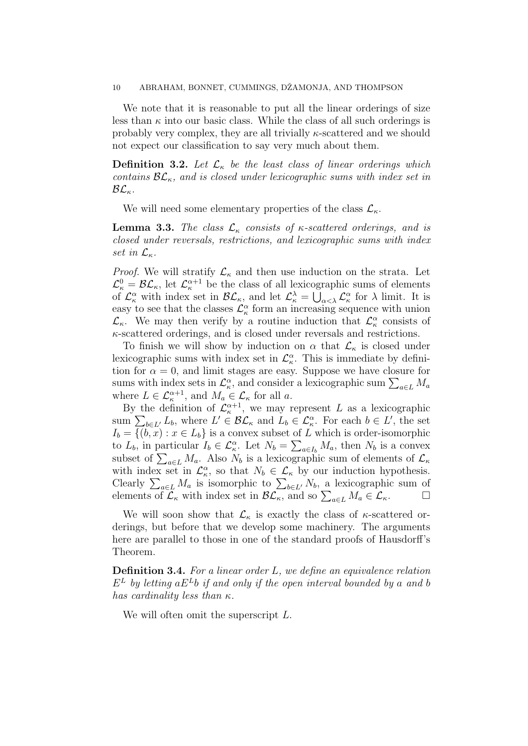We note that it is reasonable to put all the linear orderings of size less than $\kappa$ into our basic class. While the class of all such orderings is probably very complex, they are all trivially $\kappa$-scattered and we should not expect our classification to say very much about them.

**Definition 3.2.** *Let $\mathcal{L}_\kappa$ be the least class of linear orderings which contains $\mathcal{BL}_\kappa$, and is closed under lexicographic sums with index set in $\mathcal{BL}_\kappa$.*

We will need some elementary properties of the class $\mathcal{L}_\kappa$.

**Lemma 3.3.** *The class $\mathcal{L}_\kappa$ consists of $\kappa$-scattered orderings, and is closed under reversals, restrictions, and lexicographic sums with index set in $\mathcal{L}_\kappa$.*

*Proof.* We will stratify $\mathcal{L}_\kappa$ and then use induction on the strata. Let $\mathcal{L}^0_\kappa = \mathcal{BL}_\kappa$, let $\mathcal{L}^{\alpha+1}_\kappa$ be the class of all lexicographic sums of elements of $\mathcal{L}^\alpha_\kappa$ with index set in $\mathcal{BL}_\kappa$, and let $\mathcal{L}^\lambda_\kappa = \bigcup_{\alpha<\lambda} \mathcal{L}^\alpha_\kappa$ for $\lambda$ limit. It is easy to see that the classes $\mathcal{L}^\alpha_\kappa$ form an increasing sequence with union $\mathcal{L}_\kappa$. We may then verify by a routine induction that $\mathcal{L}^\alpha_\kappa$ consists of $\kappa$-scattered orderings, and is closed under reversals and restrictions.

To finish we will show by induction on $\alpha$ that $\mathcal{L}_\kappa$ is closed under lexicographic sums with index set in $\mathcal{L}^\alpha_\kappa$. This is immediate by definition for $\alpha = 0$, and limit stages are easy. Suppose we have closure for sums with index sets in $\mathcal{L}^\alpha_\kappa$, and consider a lexicographic sum $\sum_{a\in L} M_a$ where $L \in \mathcal{L}^{\alpha+1}_\kappa$, and $M_a \in \mathcal{L}_\kappa$ for all $a$.

By the definition of $\mathcal{L}^{\alpha+1}_\kappa$, we may represent $L$ as a lexicographic sum $\sum_{b\in L'} L_b$, where $L' \in \mathcal{BL}_\kappa$ and $L_b \in \mathcal{L}^\alpha_\kappa$. For each $b \in L'$, the set $I_b = \{(b, x) : x \in L_b\}$ is a convex subset of $L$ which is order-isomorphic to $L_b$, in particular $I_b \in \mathcal{L}^\alpha_\kappa$. Let $N_b = \sum_{a\in I_b} M_a$, then $N_b$ is a convex subset of $\sum_{a\in L} M_a$. Also $N_b$ is a lexicographic sum of elements of $\mathcal{L}_\kappa$ with index set in $\mathcal{L}^\alpha_\kappa$, so that $N_b \in \mathcal{L}_\kappa$ by our induction hypothesis. Clearly $\sum_{a\in L} M_a$ is isomorphic to $\sum_{b\in L'} N_b$, a lexicographic sum of elements of $\mathcal{L}_\kappa$ with index set in $\mathcal{BL}_\kappa$, and so $\sum_{a\in L} M_a \in \mathcal{L}_\kappa$. $\square$

We will soon show that $\mathcal{L}_\kappa$ is exactly the class of $\kappa$-scattered orderings, but before that we develop some machinery. The arguments here are parallel to those in one of the standard proofs of Hausdorff's Theorem.

**Definition 3.4.** *For a linear order $L$, we define an equivalence relation $E^L$ by letting $aE^Lb$ if and only if the open interval bounded by $a$ and $b$ has cardinality less than $\kappa$.*

We will often omit the superscript $L$.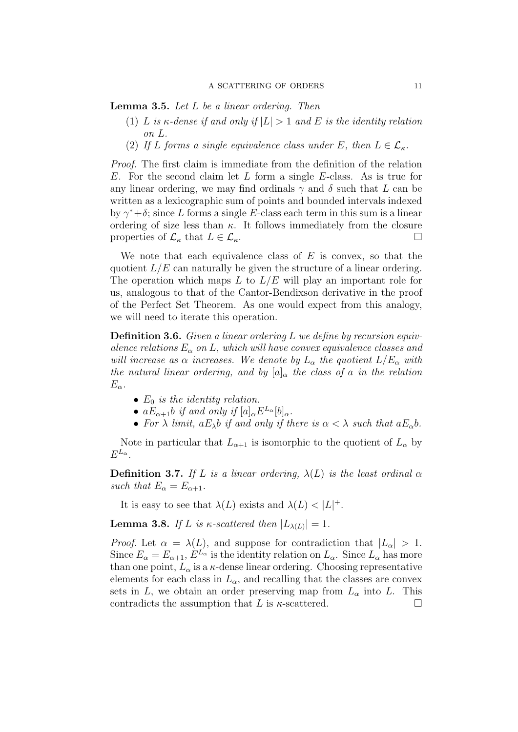**Lemma 3.5.** *Let $L$ be a linear ordering. Then*

1. *$L$ is $\kappa$-dense if and only if $|L| > 1$ and $E$ is the identity relation on $L$.*
2. *If $L$ forms a single equivalence class under $E$, then $L \in \mathcal{L}_\kappa$.*

*Proof.* The first claim is immediate from the definition of the relation $E$. For the second claim let $L$ form a single $E$-class. As is true for any linear ordering, we may find ordinals $\gamma$ and $\delta$ such that $L$ can be written as a lexicographic sum of points and bounded intervals indexed by $\gamma^* + \delta$; since $L$ forms a single $E$-class each term in this sum is a linear ordering of size less than $\kappa$. It follows immediately from the closure properties of $\mathcal{L}_\kappa$ that $L \in \mathcal{L}_\kappa$. □

We note that each equivalence class of $E$ is convex, so that the quotient $L/E$ can naturally be given the structure of a linear ordering. The operation which maps $L$ to $L/E$ will play an important role for us, analogous to that of the Cantor-Bendixson derivative in the proof of the Perfect Set Theorem. As one would expect from this analogy, we will need to iterate this operation.

**Definition 3.6.** *Given a linear ordering $L$ we define by recursion equivalence relations $E_\alpha$ on $L$, which will have convex equivalence classes and will increase as $\alpha$ increases. We denote by $L_\alpha$ the quotient $L/E_\alpha$ with the natural linear ordering, and by $[a]_\alpha$ the class of $a$ in the relation $E_\alpha$.*

- *$E_0$ is the identity relation.*
- *$aE_{\alpha+1}b$ if and only if $[a]_\alpha E^{L_\alpha}[b]_\alpha$.*
- *For $\lambda$ limit, $aE_\lambda b$ if and only if there is $\alpha < \lambda$ such that $aE_\alpha b$.*

Note in particular that $L_{\alpha+1}$ is isomorphic to the quotient of $L_\alpha$ by $E^{L_\alpha}$.

**Definition 3.7.** *If $L$ is a linear ordering, $\lambda(L)$ is the least ordinal $\alpha$ such that $E_\alpha = E_{\alpha+1}$.*

It is easy to see that $\lambda(L)$ exists and $\lambda(L) < |L|^+$.

**Lemma 3.8.** *If $L$ is $\kappa$-scattered then $|L_{\lambda(L)}| = 1$.*

*Proof.* Let $\alpha = \lambda(L)$, and suppose for contradiction that $|L_\alpha| > 1$. Since $E_\alpha = E_{\alpha+1}$, $E^{L_\alpha}$ is the identity relation on $L_\alpha$. Since $L_\alpha$ has more than one point, $L_\alpha$ is a $\kappa$-dense linear ordering. Choosing representative elements for each class in $L_\alpha$, and recalling that the classes are convex sets in $L$, we obtain an order preserving map from $L_\alpha$ into $L$. This contradicts the assumption that $L$ is $\kappa$-scattered. □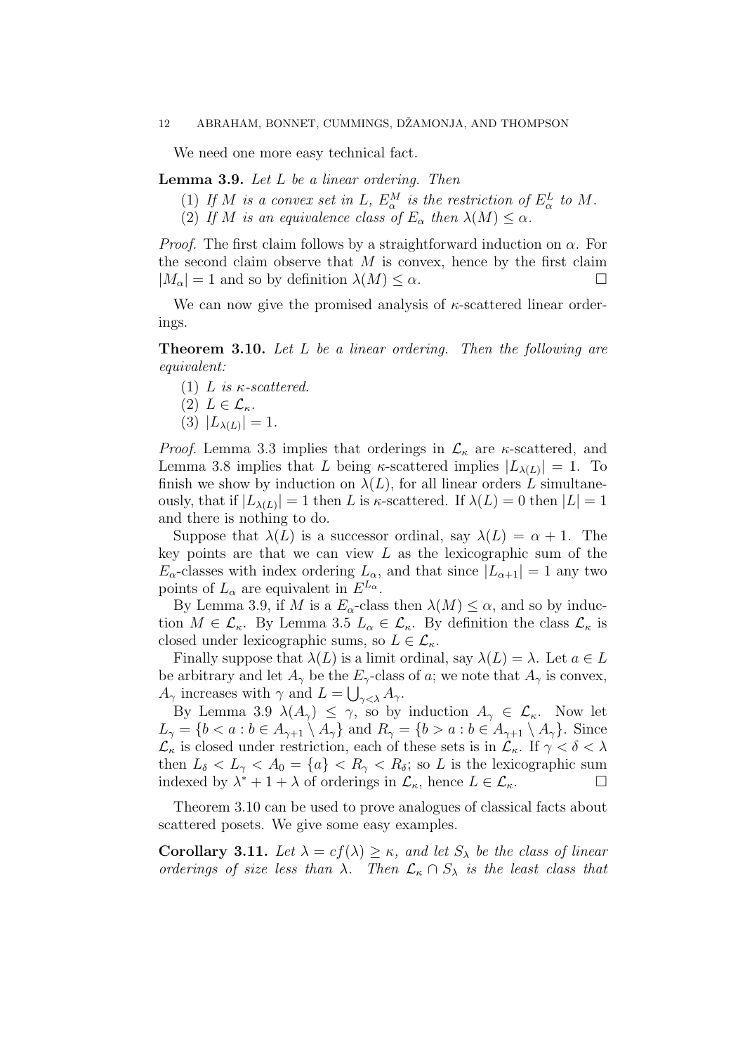We need one more easy technical fact.

**Lemma 3.9.** *Let $L$ be a linear ordering. Then*

1. *If $M$ is a convex set in $L$, $E^M_\alpha$ is the restriction of $E^L_\alpha$ to $M$.*
2. *If $M$ is an equivalence class of $E_\alpha$ then $\lambda(M) \leq \alpha$.*

*Proof.* The first claim follows by a straightforward induction on $\alpha$. For the second claim observe that $M$ is convex, hence by the first claim $|M_\alpha| = 1$ and so by definition $\lambda(M) \leq \alpha$. □

We can now give the promised analysis of $\kappa$-scattered linear orderings.

**Theorem 3.10.** *Let $L$ be a linear ordering. Then the following are equivalent:*

1. *$L$ is $\kappa$-scattered.*
2. *$L \in \mathcal{L}_\kappa$.*
3. *$|L_{\lambda(L)}| = 1$.*

*Proof.* Lemma 3.3 implies that orderings in $\mathcal{L}_\kappa$ are $\kappa$-scattered, and Lemma 3.8 implies that $L$ being $\kappa$-scattered implies $|L_{\lambda(L)}| = 1$. To finish we show by induction on $\lambda(L)$, for all linear orders $L$ simultaneously, that if $|L_{\lambda(L)}| = 1$ then $L$ is $\kappa$-scattered. If $\lambda(L) = 0$ then $|L| = 1$ and there is nothing to do.

Suppose that $\lambda(L)$ is a successor ordinal, say $\lambda(L) = \alpha + 1$. The key points are that we can view $L$ as the lexicographic sum of the $E_\alpha$-classes with index ordering $L_\alpha$, and that since $|L_{\alpha+1}| = 1$ any two points of $L_\alpha$ are equivalent in $E^{L_\alpha}$.

By Lemma 3.9, if $M$ is a $E_\alpha$-class then $\lambda(M) \leq \alpha$, and so by induction $M \in \mathcal{L}_\kappa$. By Lemma 3.5 $L_\alpha \in \mathcal{L}_\kappa$. By definition the class $\mathcal{L}_\kappa$ is closed under lexicographic sums, so $L \in \mathcal{L}_\kappa$.

Finally suppose that $\lambda(L)$ is a limit ordinal, say $\lambda(L) = \lambda$. Let $a \in L$ be arbitrary and let $A_\gamma$ be the $E_\gamma$-class of $a$; we note that $A_\gamma$ is convex, $A_\gamma$ increases with $\gamma$ and $L = \bigcup_{\gamma<\lambda} A_\gamma$.

By Lemma 3.9 $\lambda(A_\gamma) \leq \gamma$, so by induction $A_\gamma \in \mathcal{L}_\kappa$. Now let $L_\gamma = \{b < a : b \in A_{\gamma+1} \setminus A_\gamma\}$ and $R_\gamma = \{b > a : b \in A_{\gamma+1} \setminus A_\gamma\}$. Since $\mathcal{L}_\kappa$ is closed under restriction, each of these sets is in $\mathcal{L}_\kappa$. If $\gamma < \delta < \lambda$ then $L_\delta < L_\gamma < A_0 = \{a\} < R_\gamma < R_\delta$; so $L$ is the lexicographic sum indexed by $\lambda^* + 1 + \lambda$ of orderings in $\mathcal{L}_\kappa$, hence $L \in \mathcal{L}_\kappa$. □

Theorem 3.10 can be used to prove analogues of classical facts about scattered posets. We give some easy examples.

**Corollary 3.11.** *Let $\lambda = cf(\lambda) \geq \kappa$, and let $S_\lambda$ be the class of linear orderings of size less than $\lambda$. Then $\mathcal{L}_\kappa \cap S_\lambda$ is the least class that*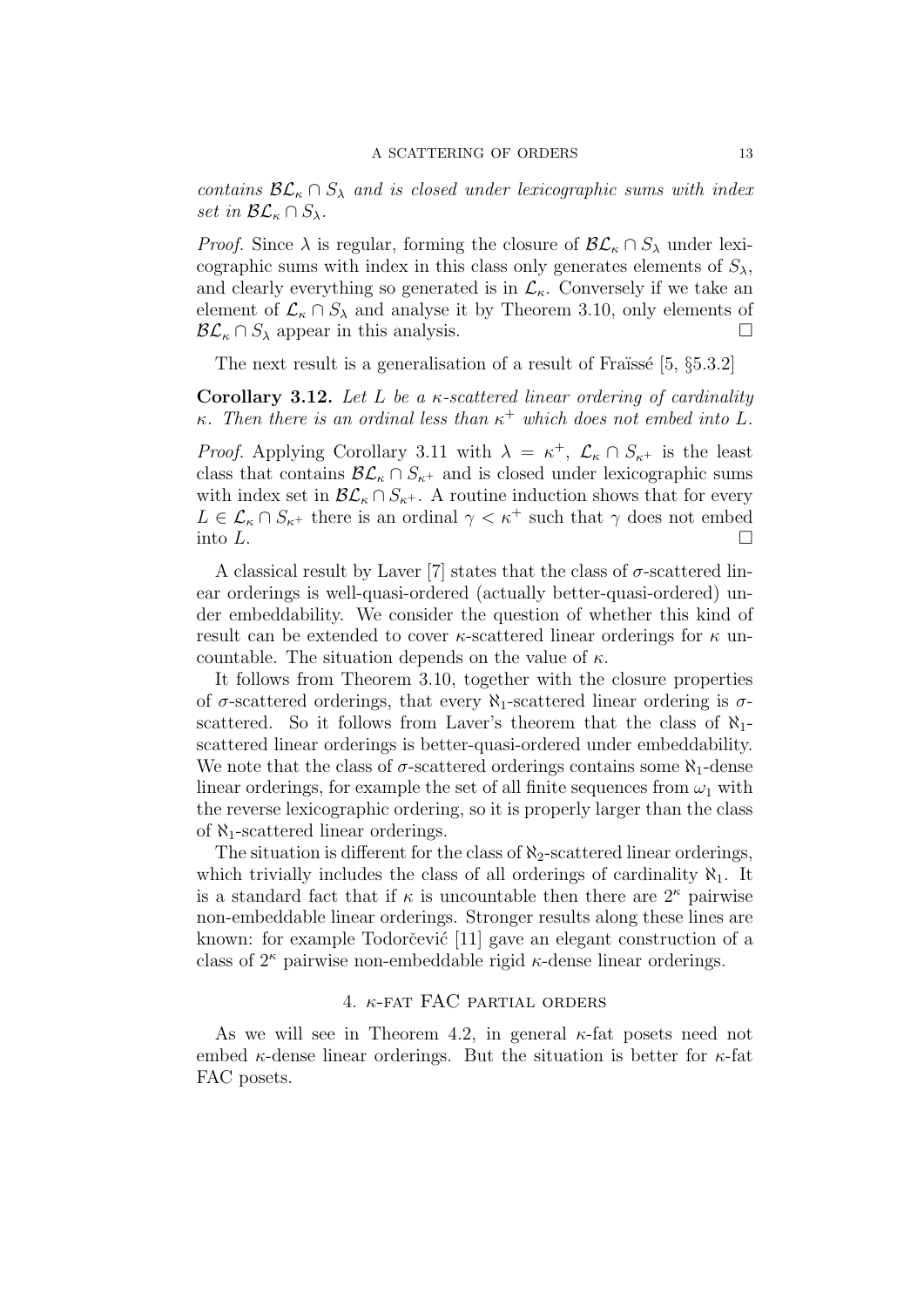*contains $\mathcal{BL}_\kappa \cap S_\lambda$ and is closed under lexicographic sums with index set in $\mathcal{BL}_\kappa \cap S_\lambda$.*

*Proof.* Since $\lambda$ is regular, forming the closure of $\mathcal{BL}_\kappa \cap S_\lambda$ under lexicographic sums with index in this class only generates elements of $S_\lambda$, and clearly everything so generated is in $\mathcal{L}_\kappa$. Conversely if we take an element of $\mathcal{L}_\kappa \cap S_\lambda$ and analyse it by Theorem 3.10, only elements of $\mathcal{BL}_\kappa \cap S_\lambda$ appear in this analysis. □

The next result is a generalisation of a result of Fraïssé [5, §5.3.2]

**Corollary 3.12.** *Let $L$ be a $\kappa$-scattered linear ordering of cardinality $\kappa$. Then there is an ordinal less than $\kappa^+$ which does not embed into $L$.*

*Proof.* Applying Corollary 3.11 with $\lambda = \kappa^+$, $\mathcal{L}_\kappa \cap S_{\kappa^+}$ is the least class that contains $\mathcal{BL}_\kappa \cap S_{\kappa^+}$ and is closed under lexicographic sums with index set in $\mathcal{BL}_\kappa \cap S_{\kappa^+}$. A routine induction shows that for every $L \in \mathcal{L}_\kappa \cap S_{\kappa^+}$ there is an ordinal $\gamma < \kappa^+$ such that $\gamma$ does not embed into $L$. □

A classical result by Laver [7] states that the class of $\sigma$-scattered linear orderings is well-quasi-ordered (actually better-quasi-ordered) under embeddability. We consider the question of whether this kind of result can be extended to cover $\kappa$-scattered linear orderings for $\kappa$ uncountable. The situation depends on the value of $\kappa$.

It follows from Theorem 3.10, together with the closure properties of $\sigma$-scattered orderings, that every $\aleph_1$-scattered linear ordering is $\sigma$-scattered. So it follows from Laver's theorem that the class of $\aleph_1$-scattered linear orderings is better-quasi-ordered under embeddability. We note that the class of $\sigma$-scattered orderings contains some $\aleph_1$-dense linear orderings, for example the set of all finite sequences from $\omega_1$ with the reverse lexicographic ordering, so it is properly larger than the class of $\aleph_1$-scattered linear orderings.

The situation is different for the class of $\aleph_2$-scattered linear orderings, which trivially includes the class of all orderings of cardinality $\aleph_1$. It is a standard fact that if $\kappa$ is uncountable then there are $2^\kappa$ pairwise non-embeddable linear orderings. Stronger results along these lines are known: for example Todorčević [11] gave an elegant construction of a class of $2^\kappa$ pairwise non-embeddable rigid $\kappa$-dense linear orderings.

## 4. $\kappa$-fat FAC partial orders

As we will see in Theorem 4.2, in general $\kappa$-fat posets need not embed $\kappa$-dense linear orderings. But the situation is better for $\kappa$-fat FAC posets.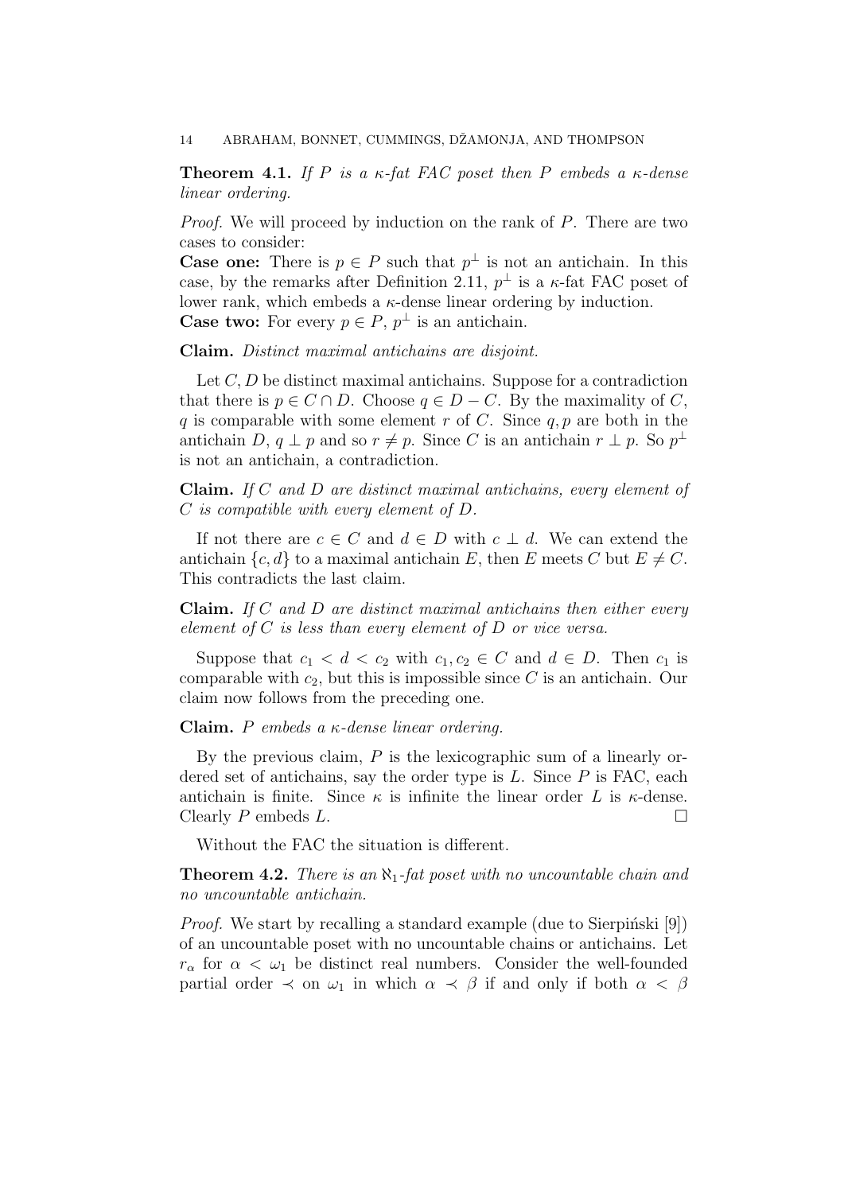**Theorem 4.1.** *If $P$ is a $\kappa$-fat FAC poset then $P$ embeds a $\kappa$-dense linear ordering.*

*Proof.* We will proceed by induction on the rank of $P$. There are two cases to consider:

**Case one:** There is $p \in P$ such that $p^\perp$ is not an antichain. In this case, by the remarks after Definition 2.11, $p^\perp$ is a $\kappa$-fat FAC poset of lower rank, which embeds a $\kappa$-dense linear ordering by induction.

**Case two:** For every $p \in P$, $p^\perp$ is an antichain.

**Claim.** *Distinct maximal antichains are disjoint.*

Let $C, D$ be distinct maximal antichains. Suppose for a contradiction that there is $p \in C \cap D$. Choose $q \in D - C$. By the maximality of $C$, $q$ is comparable with some element $r$ of $C$. Since $q, p$ are both in the antichain $D$, $q \perp p$ and so $r \neq p$. Since $C$ is an antichain $r \perp p$. So $p^\perp$ is not an antichain, a contradiction.

**Claim.** *If $C$ and $D$ are distinct maximal antichains, every element of $C$ is compatible with every element of $D$.*

If not there are $c \in C$ and $d \in D$ with $c \perp d$. We can extend the antichain $\{c, d\}$ to a maximal antichain $E$, then $E$ meets $C$ but $E \neq C$. This contradicts the last claim.

**Claim.** *If $C$ and $D$ are distinct maximal antichains then either every element of $C$ is less than every element of $D$ or vice versa.*

Suppose that $c_1 < d < c_2$ with $c_1, c_2 \in C$ and $d \in D$. Then $c_1$ is comparable with $c_2$, but this is impossible since $C$ is an antichain. Our claim now follows from the preceding one.

**Claim.** *$P$ embeds a $\kappa$-dense linear ordering.*

By the previous claim, $P$ is the lexicographic sum of a linearly ordered set of antichains, say the order type is $L$. Since $P$ is FAC, each antichain is finite. Since $\kappa$ is infinite the linear order $L$ is $\kappa$-dense. Clearly $P$ embeds $L$. □

Without the FAC the situation is different.

**Theorem 4.2.** *There is an $\aleph_1$-fat poset with no uncountable chain and no uncountable antichain.*

*Proof.* We start by recalling a standard example (due to Sierpiński [9]) of an uncountable poset with no uncountable chains or antichains. Let $r_\alpha$ for $\alpha < \omega_1$ be distinct real numbers. Consider the well-founded partial order $\prec$ on $\omega_1$ in which $\alpha \prec \beta$ if and only if both $\alpha < \beta$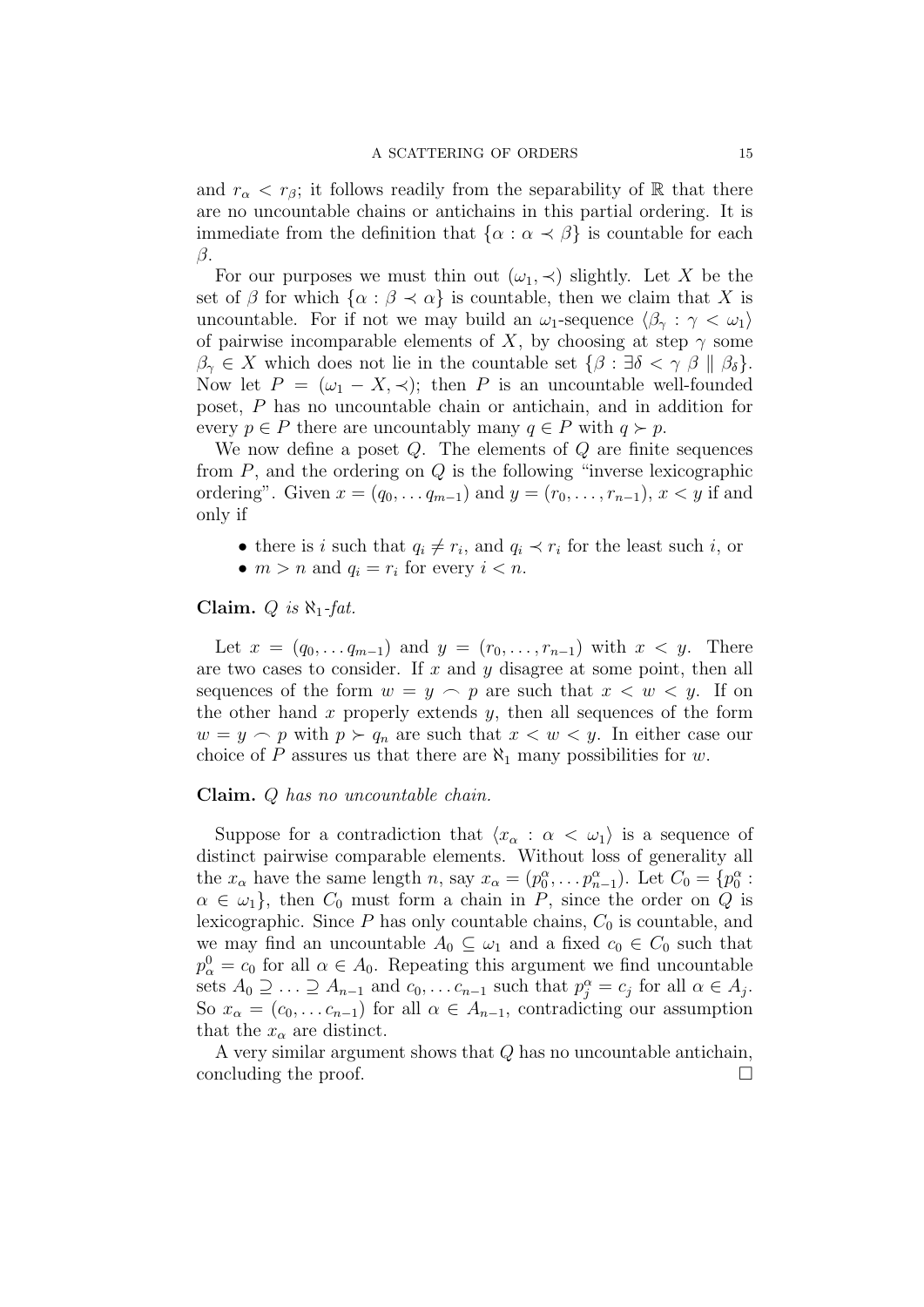and $r_\alpha < r_\beta$; it follows readily from the separability of $\mathbb{R}$ that there are no uncountable chains or antichains in this partial ordering. It is immediate from the definition that $\{\alpha : \alpha \prec \beta\}$ is countable for each $\beta$.

For our purposes we must thin out $(\omega_1, \prec)$ slightly. Let $X$ be the set of $\beta$ for which $\{\alpha : \beta \prec \alpha\}$ is countable, then we claim that $X$ is uncountable. For if not we may build an $\omega_1$-sequence $\langle \beta_\gamma : \gamma < \omega_1 \rangle$ of pairwise incomparable elements of $X$, by choosing at step $\gamma$ some $\beta_\gamma \in X$ which does not lie in the countable set $\{\beta : \exists \delta < \gamma \ \beta \not\parallel \beta_\delta\}$. Now let $P = (\omega_1 - X, \prec)$; then $P$ is an uncountable well-founded poset, $P$ has no uncountable chain or antichain, and in addition for every $p \in P$ there are uncountably many $q \in P$ with $q \succ p$.

We now define a poset $Q$. The elements of $Q$ are finite sequences from $P$, and the ordering on $Q$ is the following "inverse lexicographic ordering". Given $x = (q_0, \ldots q_{m-1})$ and $y = (r_0, \ldots, r_{n-1})$, $x < y$ if and only if

- there is $i$ such that $q_i \neq r_i$, and $q_i \prec r_i$ for the least such $i$, or
- $m > n$ and $q_i = r_i$ for every $i < n$.

**Claim.** *$Q$ is $\aleph_1$-fat.*

Let $x = (q_0, \ldots q_{m-1})$ and $y = (r_0, \ldots, r_{n-1})$ with $x < y$. There are two cases to consider. If $x$ and $y$ disagree at some point, then all sequences of the form $w = y \frown p$ are such that $x < w < y$. If on the other hand $x$ properly extends $y$, then all sequences of the form $w = y \frown p$ with $p \succ q_n$ are such that $x < w < y$. In either case our choice of $P$ assures us that there are $\aleph_1$ many possibilities for $w$.

**Claim.** *$Q$ has no uncountable chain.*

Suppose for a contradiction that $\langle x_\alpha : \alpha < \omega_1 \rangle$ is a sequence of distinct pairwise comparable elements. Without loss of generality all the $x_\alpha$ have the same length $n$, say $x_\alpha = (p_0^\alpha, \ldots p_{n-1}^\alpha)$. Let $C_0 = \{p_0^\alpha : \alpha \in \omega_1\}$, then $C_0$ must form a chain in $P$, since the order on $Q$ is lexicographic. Since $P$ has only countable chains, $C_0$ is countable, and we may find an uncountable $A_0 \subseteq \omega_1$ and a fixed $c_0 \in C_0$ such that $p_\alpha^0 = c_0$ for all $\alpha \in A_0$. Repeating this argument we find uncountable sets $A_0 \supseteq \ldots \supseteq A_{n-1}$ and $c_0, \ldots c_{n-1}$ such that $p_j^\alpha = c_j$ for all $\alpha \in A_j$. So $x_\alpha = (c_0, \ldots c_{n-1})$ for all $\alpha \in A_{n-1}$, contradicting our assumption that the $x_\alpha$ are distinct.

A very similar argument shows that $Q$ has no uncountable antichain, concluding the proof. $\square$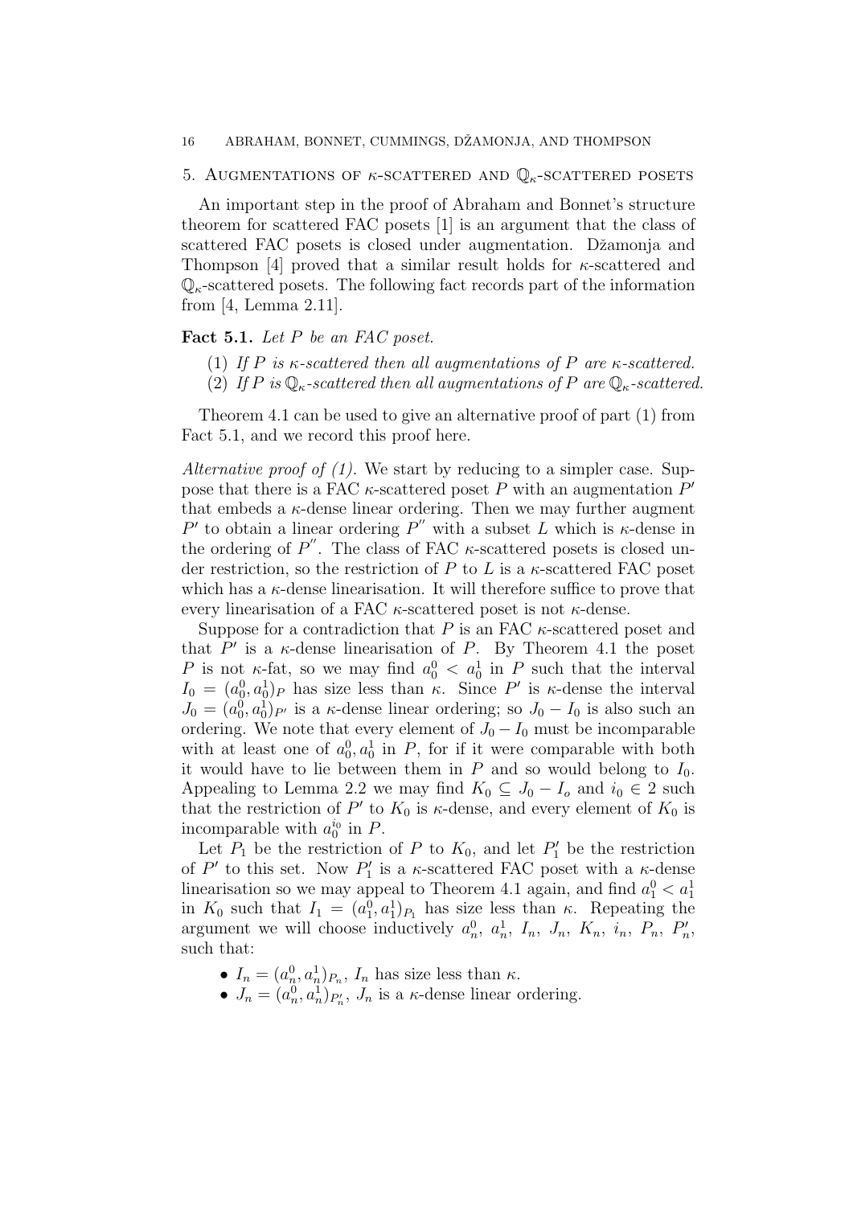## 5. Augmentations of $\kappa$-scattered and $\mathbb{Q}_\kappa$-scattered posets

An important step in the proof of Abraham and Bonnet's structure theorem for scattered FAC posets [1] is an argument that the class of scattered FAC posets is closed under augmentation. Džamonja and Thompson [4] proved that a similar result holds for $\kappa$-scattered and $\mathbb{Q}_\kappa$-scattered posets. The following fact records part of the information from [4, Lemma 2.11].

**Fact 5.1.** *Let $P$ be an FAC poset.*

1. *If $P$ is $\kappa$-scattered then all augmentations of $P$ are $\kappa$-scattered.*
2. *If $P$ is $\mathbb{Q}_\kappa$-scattered then all augmentations of $P$ are $\mathbb{Q}_\kappa$-scattered.*

Theorem 4.1 can be used to give an alternative proof of part (1) from Fact 5.1, and we record this proof here.

*Alternative proof of (1).* We start by reducing to a simpler case. Suppose that there is a FAC $\kappa$-scattered poset $P$ with an augmentation $P'$ that embeds a $\kappa$-dense linear ordering. Then we may further augment $P'$ to obtain a linear ordering $P''$ with a subset $L$ which is $\kappa$-dense in the ordering of $P''$. The class of FAC $\kappa$-scattered posets is closed under restriction, so the restriction of $P$ to $L$ is a $\kappa$-scattered FAC poset which has a $\kappa$-dense linearisation. It will therefore suffice to prove that every linearisation of a FAC $\kappa$-scattered poset is not $\kappa$-dense.

Suppose for a contradiction that $P$ is an FAC $\kappa$-scattered poset and that $P'$ is a $\kappa$-dense linearisation of $P$. By Theorem 4.1 the poset $P$ is not $\kappa$-fat, so we may find $a^0_0 < a^1_0$ in $P$ such that the interval $I_0 = (a^0_0, a^1_0)_P$ has size less than $\kappa$. Since $P'$ is $\kappa$-dense the interval $J_0 = (a^0_0, a^1_0)_{P'}$ is a $\kappa$-dense linear ordering; so $J_0 - I_0$ is also such an ordering. We note that every element of $J_0 - I_0$ must be incomparable with at least one of $a^0_0, a^1_0$ in $P$, for if it were comparable with both it would have to lie between them in $P$ and so would belong to $I_0$. Appealing to Lemma 2.2 we may find $K_0 \subseteq J_0 - I_o$ and $i_0 \in 2$ such that the restriction of $P'$ to $K_0$ is $\kappa$-dense, and every element of $K_0$ is incomparable with $a^{i_0}_0$ in $P$.

Let $P_1$ be the restriction of $P$ to $K_0$, and let $P'_1$ be the restriction of $P'$ to this set. Now $P'_1$ is a $\kappa$-scattered FAC poset with a $\kappa$-dense linearisation so we may appeal to Theorem 4.1 again, and find $a^0_1 < a^1_1$ in $K_0$ such that $I_1 = (a^0_1, a^1_1)_{P_1}$ has size less than $\kappa$. Repeating the argument we will choose inductively $a^0_n$, $a^1_n$, $I_n$, $J_n$, $K_n$, $i_n$, $P_n$, $P'_n$, such that:

- $I_n = (a^0_n, a^1_n)_{P_n}$, $I_n$ has size less than $\kappa$.
- $J_n = (a^0_n, a^1_n)_{P'_n}$, $J_n$ is a $\kappa$-dense linear ordering.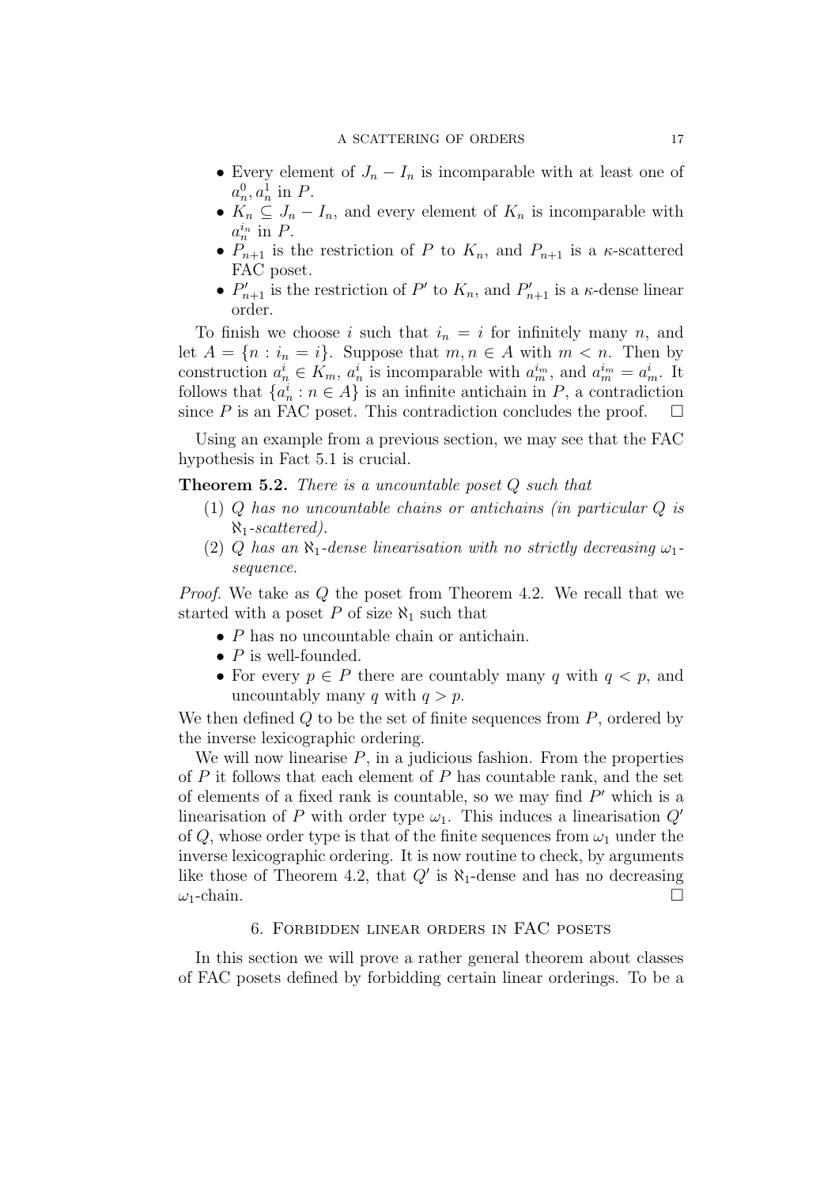- Every element of $J_n - I_n$ is incomparable with at least one of $a_n^0, a_n^1$ in $P$.
- $K_n \subseteq J_n - I_n$, and every element of $K_n$ is incomparable with $a_n^{i_n}$ in $P$.
- $P_{n+1}$ is the restriction of $P$ to $K_n$, and $P_{n+1}$ is a $\kappa$-scattered FAC poset.
- $P'_{n+1}$ is the restriction of $P'$ to $K_n$, and $P'_{n+1}$ is a $\kappa$-dense linear order.

To finish we choose $i$ such that $i_n = i$ for infinitely many $n$, and let $A = \{n : i_n = i\}$. Suppose that $m, n \in A$ with $m < n$. Then by construction $a_n^i \in K_m$, $a_n^i$ is incomparable with $a_m^{i_m}$, and $a_m^{i_m} = a_m^i$. It follows that $\{a_n^i : n \in A\}$ is an infinite antichain in $P$, a contradiction since $P$ is an FAC poset. This contradiction concludes the proof. $\square$

Using an example from a previous section, we may see that the FAC hypothesis in Fact 5.1 is crucial.

**Theorem 5.2.** *There is a uncountable poset $Q$ such that*

(1) *$Q$ has no uncountable chains or antichains (in particular $Q$ is $\aleph_1$-scattered).*
(2) *$Q$ has an $\aleph_1$-dense linearisation with no strictly decreasing $\omega_1$-sequence.*

*Proof.* We take as $Q$ the poset from Theorem 4.2. We recall that we started with a poset $P$ of size $\aleph_1$ such that

- $P$ has no uncountable chain or antichain.
- $P$ is well-founded.
- For every $p \in P$ there are countably many $q$ with $q < p$, and uncountably many $q$ with $q > p$.

We then defined $Q$ to be the set of finite sequences from $P$, ordered by the inverse lexicographic ordering.

We will now linearise $P$, in a judicious fashion. From the properties of $P$ it follows that each element of $P$ has countable rank, and the set of elements of a fixed rank is countable, so we may find $P'$ which is a linearisation of $P$ with order type $\omega_1$. This induces a linearisation $Q'$ of $Q$, whose order type is that of the finite sequences from $\omega_1$ under the inverse lexicographic ordering. It is now routine to check, by arguments like those of Theorem 4.2, that $Q'$ is $\aleph_1$-dense and has no decreasing $\omega_1$-chain. $\square$

## 6. Forbidden linear orders in FAC posets

In this section we will prove a rather general theorem about classes of FAC posets defined by forbidding certain linear orderings. To be a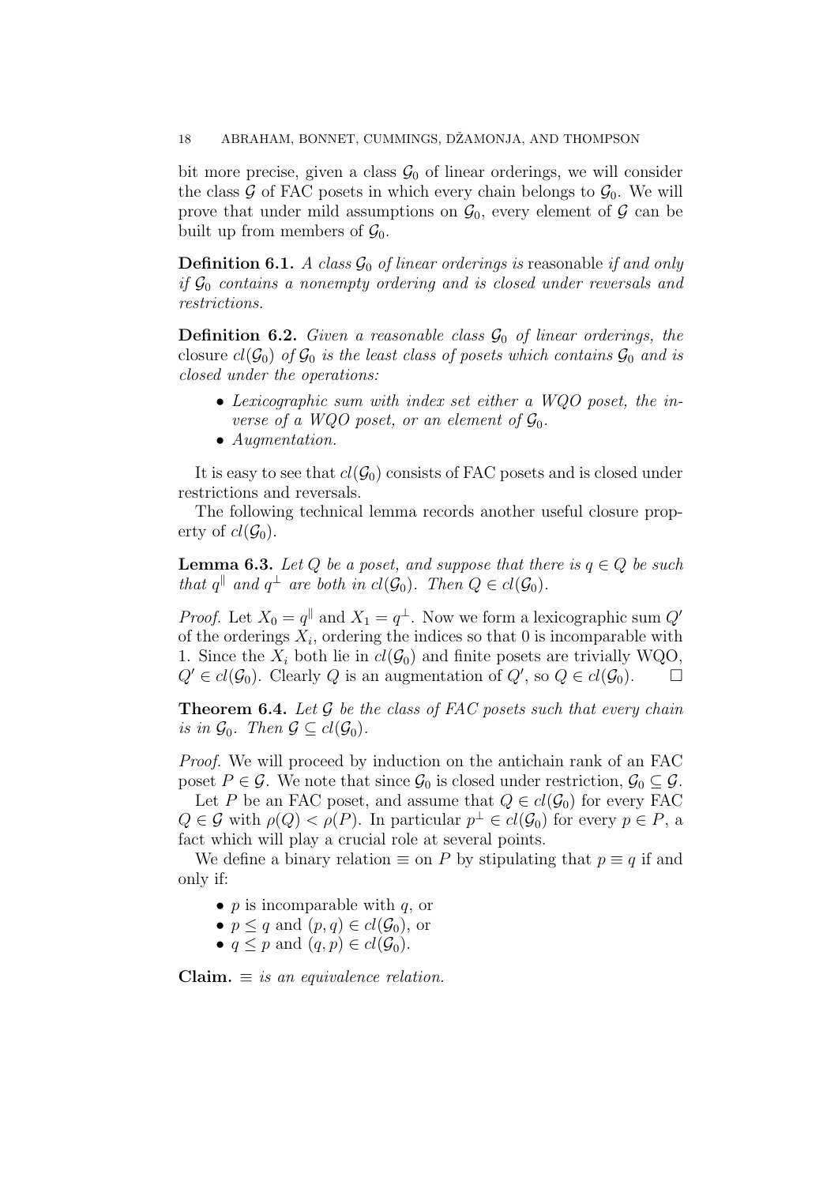bit more precise, given a class $\mathcal{G}_0$ of linear orderings, we will consider the class $\mathcal{G}$ of FAC posets in which every chain belongs to $\mathcal{G}_0$. We will prove that under mild assumptions on $\mathcal{G}_0$, every element of $\mathcal{G}$ can be built up from members of $\mathcal{G}_0$.

**Definition 6.1.** *A class $\mathcal{G}_0$ of linear orderings is* reasonable *if and only if $\mathcal{G}_0$ contains a nonempty ordering and is closed under reversals and restrictions.*

**Definition 6.2.** *Given a reasonable class $\mathcal{G}_0$ of linear orderings, the* closure *$cl(\mathcal{G}_0)$ of $\mathcal{G}_0$ is the least class of posets which contains $\mathcal{G}_0$ and is closed under the operations:*

- *Lexicographic sum with index set either a WQO poset, the inverse of a WQO poset, or an element of $\mathcal{G}_0$.*
- *Augmentation.*

It is easy to see that $cl(\mathcal{G}_0)$ consists of FAC posets and is closed under restrictions and reversals.

The following technical lemma records another useful closure property of $cl(\mathcal{G}_0)$.

**Lemma 6.3.** *Let $Q$ be a poset, and suppose that there is $q \in Q$ be such that $q^\parallel$ and $q^\perp$ are both in $cl(\mathcal{G}_0)$. Then $Q \in cl(\mathcal{G}_0)$.*

*Proof.* Let $X_0 = q^\parallel$ and $X_1 = q^\perp$. Now we form a lexicographic sum $Q'$ of the orderings $X_i$, ordering the indices so that 0 is incomparable with 1. Since the $X_i$ both lie in $cl(\mathcal{G}_0)$ and finite posets are trivially WQO, $Q' \in cl(\mathcal{G}_0)$. Clearly $Q$ is an augmentation of $Q'$, so $Q \in cl(\mathcal{G}_0)$. $\square$

**Theorem 6.4.** *Let $\mathcal{G}$ be the class of FAC posets such that every chain is in $\mathcal{G}_0$. Then $\mathcal{G} \subseteq cl(\mathcal{G}_0)$.*

*Proof.* We will proceed by induction on the antichain rank of an FAC poset $P \in \mathcal{G}$. We note that since $\mathcal{G}_0$ is closed under restriction, $\mathcal{G}_0 \subseteq \mathcal{G}$.

Let $P$ be an FAC poset, and assume that $Q \in cl(\mathcal{G}_0)$ for every FAC $Q \in \mathcal{G}$ with $\rho(Q) < \rho(P)$. In particular $p^\perp \in cl(\mathcal{G}_0)$ for every $p \in P$, a fact which will play a crucial role at several points.

We define a binary relation $\equiv$ on $P$ by stipulating that $p \equiv q$ if and only if:

- $p$ is incomparable with $q$, or
- $p \leq q$ and $(p, q) \in cl(\mathcal{G}_0)$, or
- $q \leq p$ and $(q, p) \in cl(\mathcal{G}_0)$.

**Claim.** *$\equiv$ is an equivalence relation.*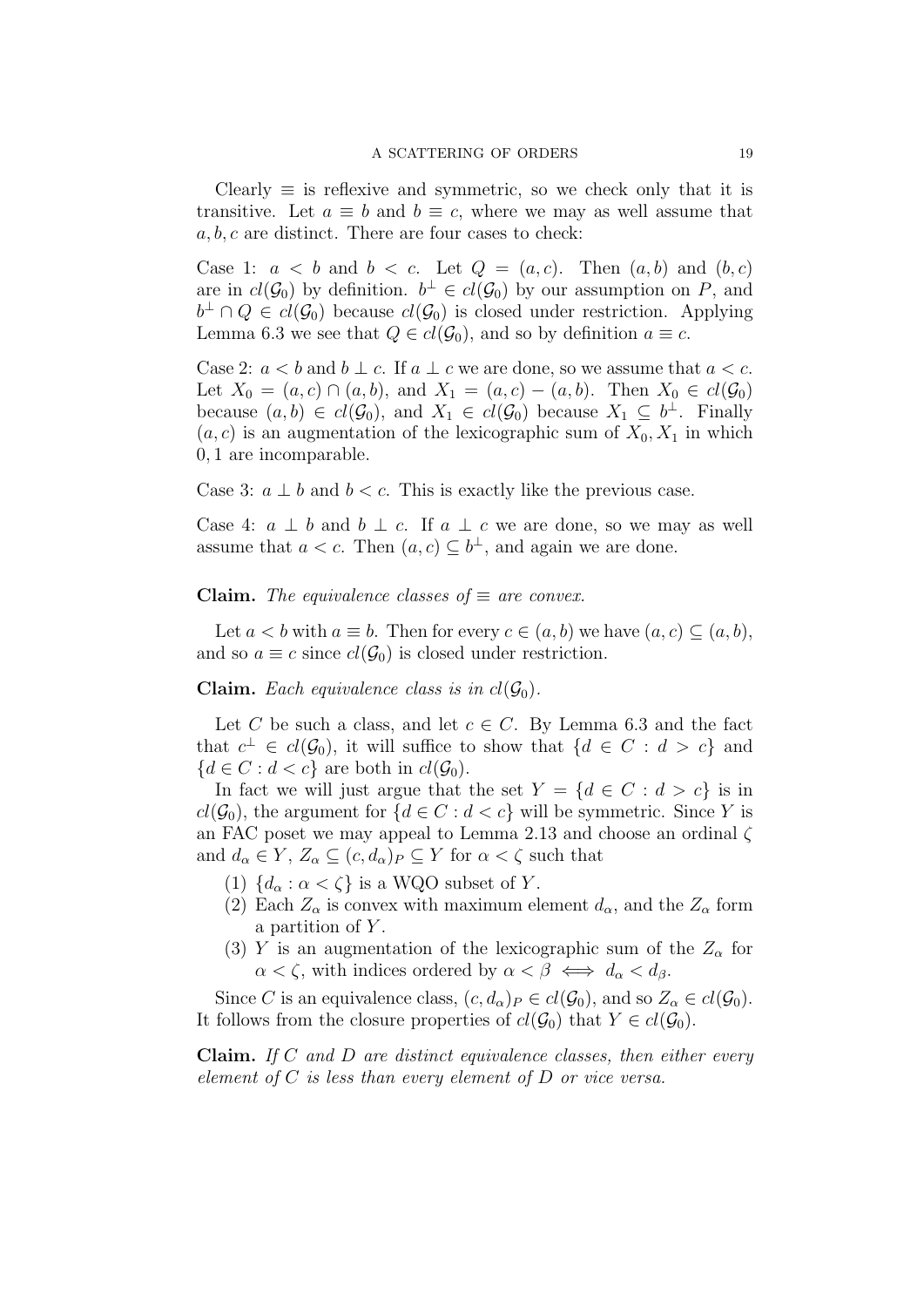Clearly $\equiv$ is reflexive and symmetric, so we check only that it is transitive. Let $a \equiv b$ and $b \equiv c$, where we may as well assume that $a, b, c$ are distinct. There are four cases to check:

Case 1: $a < b$ and $b < c$. Let $Q = (a, c)$. Then $(a, b)$ and $(b, c)$ are in $cl(\mathcal{G}_0)$ by definition. $b^\perp \in cl(\mathcal{G}_0)$ by our assumption on $P$, and $b^\perp \cap Q \in cl(\mathcal{G}_0)$ because $cl(\mathcal{G}_0)$ is closed under restriction. Applying Lemma 6.3 we see that $Q \in cl(\mathcal{G}_0)$, and so by definition $a \equiv c$.

Case 2: $a < b$ and $b \perp c$. If $a \perp c$ we are done, so we assume that $a < c$. Let $X_0 = (a, c) \cap (a, b)$, and $X_1 = (a, c) - (a, b)$. Then $X_0 \in cl(\mathcal{G}_0)$ because $(a, b) \in cl(\mathcal{G}_0)$, and $X_1 \in cl(\mathcal{G}_0)$ because $X_1 \subseteq b^\perp$. Finally $(a, c)$ is an augmentation of the lexicographic sum of $X_0, X_1$ in which $0, 1$ are incomparable.

Case 3: $a \perp b$ and $b < c$. This is exactly like the previous case.

Case 4: $a \perp b$ and $b \perp c$. If $a \perp c$ we are done, so we may as well assume that $a < c$. Then $(a, c) \subseteq b^\perp$, and again we are done.

**Claim.** *The equivalence classes of* $\equiv$ *are convex.*

Let $a < b$ with $a \equiv b$. Then for every $c \in (a, b)$ we have $(a, c) \subseteq (a, b)$, and so $a \equiv c$ since $cl(\mathcal{G}_0)$ is closed under restriction.

**Claim.** *Each equivalence class is in* $cl(\mathcal{G}_0)$*.*

Let $C$ be such a class, and let $c \in C$. By Lemma 6.3 and the fact that $c^\perp \in cl(\mathcal{G}_0)$, it will suffice to show that $\{d \in C : d > c\}$ and $\{d \in C : d < c\}$ are both in $cl(\mathcal{G}_0)$.

In fact we will just argue that the set $Y = \{d \in C : d > c\}$ is in $cl(\mathcal{G}_0)$, the argument for $\{d \in C : d < c\}$ will be symmetric. Since $Y$ is an FAC poset we may appeal to Lemma 2.13 and choose an ordinal $\zeta$ and $d_\alpha \in Y$, $Z_\alpha \subseteq (c, d_\alpha)_P \subseteq Y$ for $\alpha < \zeta$ such that

1. $\{d_\alpha : \alpha < \zeta\}$ is a WQO subset of $Y$.
2. Each $Z_\alpha$ is convex with maximum element $d_\alpha$, and the $Z_\alpha$ form a partition of $Y$.
3. $Y$ is an augmentation of the lexicographic sum of the $Z_\alpha$ for $\alpha < \zeta$, with indices ordered by $\alpha < \beta \iff d_\alpha < d_\beta$.

Since $C$ is an equivalence class, $(c, d_\alpha)_P \in cl(\mathcal{G}_0)$, and so $Z_\alpha \in cl(\mathcal{G}_0)$. It follows from the closure properties of $cl(\mathcal{G}_0)$ that $Y \in cl(\mathcal{G}_0)$.

**Claim.** *If* $C$ *and* $D$ *are distinct equivalence classes, then either every element of* $C$ *is less than every element of* $D$ *or vice versa.*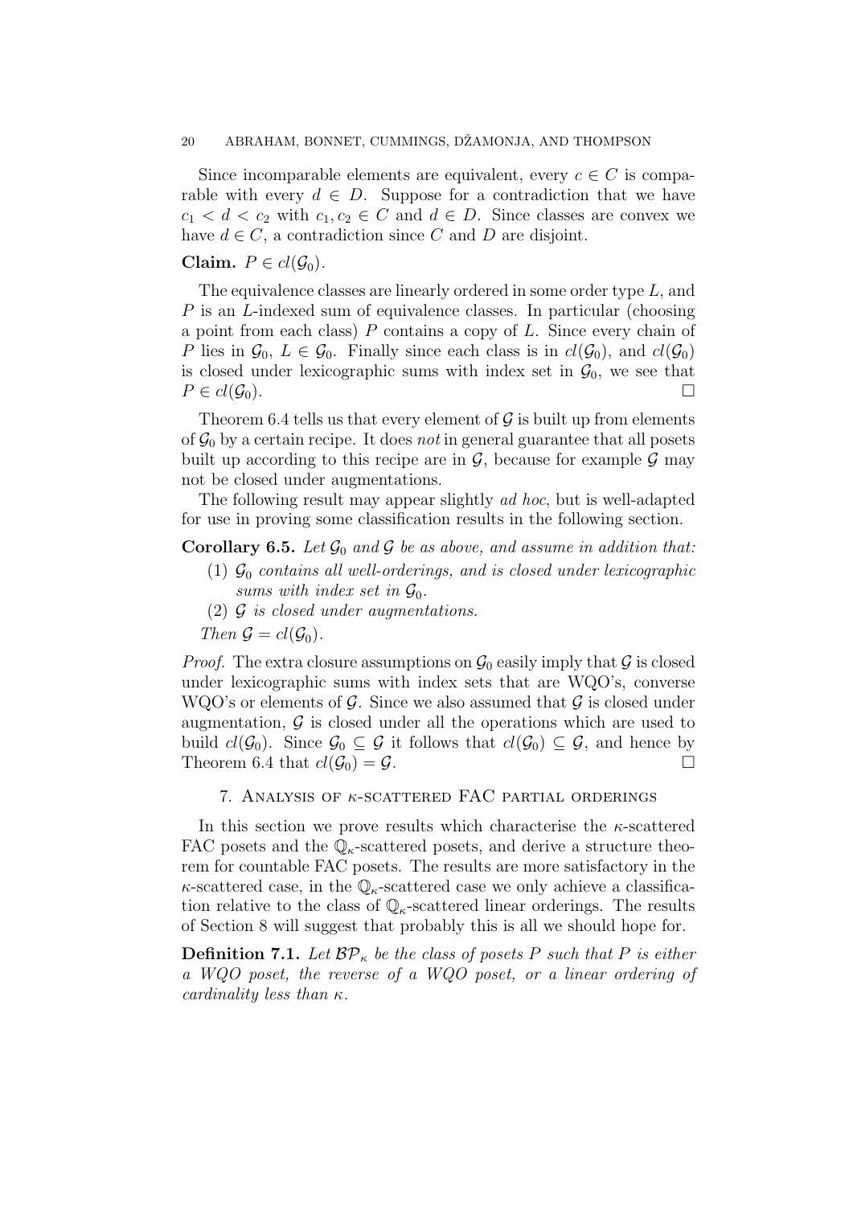Since incomparable elements are equivalent, every $c \in C$ is comparable with every $d \in D$. Suppose for a contradiction that we have $c_1 < d < c_2$ with $c_1, c_2 \in C$ and $d \in D$. Since classes are convex we have $d \in C$, a contradiction since $C$ and $D$ are disjoint.

**Claim.** $P \in cl(\mathcal{G}_0)$.

The equivalence classes are linearly ordered in some order type $L$, and $P$ is an $L$-indexed sum of equivalence classes. In particular (choosing a point from each class) $P$ contains a copy of $L$. Since every chain of $P$ lies in $\mathcal{G}_0$, $L \in \mathcal{G}_0$. Finally since each class is in $cl(\mathcal{G}_0)$, and $cl(\mathcal{G}_0)$ is closed under lexicographic sums with index set in $\mathcal{G}_0$, we see that $P \in cl(\mathcal{G}_0)$. □

Theorem 6.4 tells us that every element of $\mathcal{G}$ is built up from elements of $\mathcal{G}_0$ by a certain recipe. It does *not* in general guarantee that all posets built up according to this recipe are in $\mathcal{G}$, because for example $\mathcal{G}$ may not be closed under augmentations.

The following result may appear slightly *ad hoc*, but is well-adapted for use in proving some classification results in the following section.

**Corollary 6.5.** *Let $\mathcal{G}_0$ and $\mathcal{G}$ be as above, and assume in addition that:*

1. *$\mathcal{G}_0$ contains all well-orderings, and is closed under lexicographic sums with index set in $\mathcal{G}_0$.*
2. *$\mathcal{G}$ is closed under augmentations.*

*Then $\mathcal{G} = cl(\mathcal{G}_0)$.*

*Proof.* The extra closure assumptions on $\mathcal{G}_0$ easily imply that $\mathcal{G}$ is closed under lexicographic sums with index sets that are WQO's, converse WQO's or elements of $\mathcal{G}$. Since we also assumed that $\mathcal{G}$ is closed under augmentation, $\mathcal{G}$ is closed under all the operations which are used to build $cl(\mathcal{G}_0)$. Since $\mathcal{G}_0 \subseteq \mathcal{G}$ it follows that $cl(\mathcal{G}_0) \subseteq \mathcal{G}$, and hence by Theorem 6.4 that $cl(\mathcal{G}_0) = \mathcal{G}$. □

## 7. Analysis of $\kappa$-scattered FAC partial orderings

In this section we prove results which characterise the $\kappa$-scattered FAC posets and the $\mathbb{Q}_\kappa$-scattered posets, and derive a structure theorem for countable FAC posets. The results are more satisfactory in the $\kappa$-scattered case, in the $\mathbb{Q}_\kappa$-scattered case we only achieve a classification relative to the class of $\mathbb{Q}_\kappa$-scattered linear orderings. The results of Section 8 will suggest that probably this is all we should hope for.

**Definition 7.1.** *Let $\mathcal{BP}_\kappa$ be the class of posets $P$ such that $P$ is either a WQO poset, the reverse of a WQO poset, or a linear ordering of cardinality less than $\kappa$.*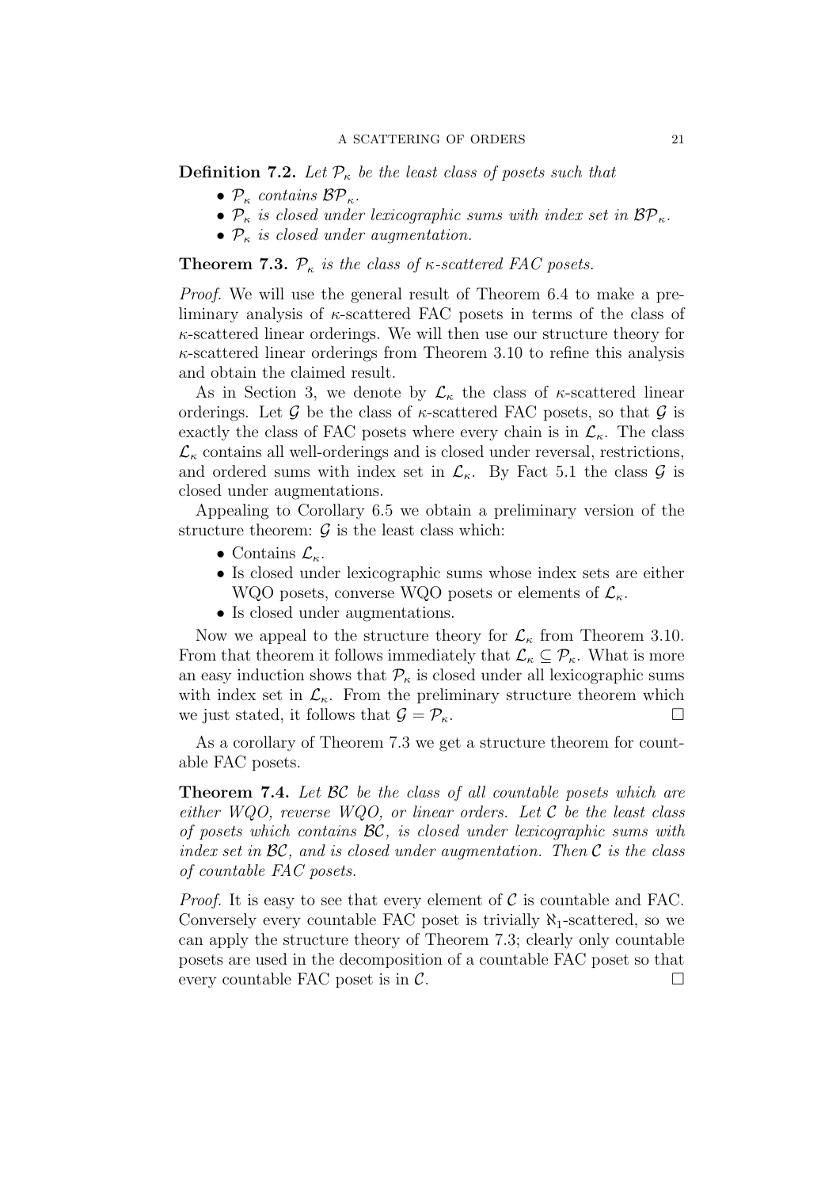**Definition 7.2.** *Let $\mathcal{P}_\kappa$ be the least class of posets such that*

- *$\mathcal{P}_\kappa$ contains $\mathcal{BP}_\kappa$.*
- *$\mathcal{P}_\kappa$ is closed under lexicographic sums with index set in $\mathcal{BP}_\kappa$.*
- *$\mathcal{P}_\kappa$ is closed under augmentation.*

**Theorem 7.3.** *$\mathcal{P}_\kappa$ is the class of $\kappa$-scattered FAC posets.*

*Proof.* We will use the general result of Theorem 6.4 to make a preliminary analysis of $\kappa$-scattered FAC posets in terms of the class of $\kappa$-scattered linear orderings. We will then use our structure theory for $\kappa$-scattered linear orderings from Theorem 3.10 to refine this analysis and obtain the claimed result.

As in Section 3, we denote by $\mathcal{L}_\kappa$ the class of $\kappa$-scattered linear orderings. Let $\mathcal{G}$ be the class of $\kappa$-scattered FAC posets, so that $\mathcal{G}$ is exactly the class of FAC posets where every chain is in $\mathcal{L}_\kappa$. The class $\mathcal{L}_\kappa$ contains all well-orderings and is closed under reversal, restrictions, and ordered sums with index set in $\mathcal{L}_\kappa$. By Fact 5.1 the class $\mathcal{G}$ is closed under augmentations.

Appealing to Corollary 6.5 we obtain a preliminary version of the structure theorem: $\mathcal{G}$ is the least class which:

- Contains $\mathcal{L}_\kappa$.
- Is closed under lexicographic sums whose index sets are either WQO posets, converse WQO posets or elements of $\mathcal{L}_\kappa$.
- Is closed under augmentations.

Now we appeal to the structure theory for $\mathcal{L}_\kappa$ from Theorem 3.10. From that theorem it follows immediately that $\mathcal{L}_\kappa \subseteq \mathcal{P}_\kappa$. What is more an easy induction shows that $\mathcal{P}_\kappa$ is closed under all lexicographic sums with index set in $\mathcal{L}_\kappa$. From the preliminary structure theorem which we just stated, it follows that $\mathcal{G} = \mathcal{P}_\kappa$. $\square$

As a corollary of Theorem 7.3 we get a structure theorem for countable FAC posets.

**Theorem 7.4.** *Let $\mathcal{BC}$ be the class of all countable posets which are either WQO, reverse WQO, or linear orders. Let $\mathcal{C}$ be the least class of posets which contains $\mathcal{BC}$, is closed under lexicographic sums with index set in $\mathcal{BC}$, and is closed under augmentation. Then $\mathcal{C}$ is the class of countable FAC posets.*

*Proof.* It is easy to see that every element of $\mathcal{C}$ is countable and FAC. Conversely every countable FAC poset is trivially $\aleph_1$-scattered, so we can apply the structure theory of Theorem 7.3; clearly only countable posets are used in the decomposition of a countable FAC poset so that every countable FAC poset is in $\mathcal{C}$. $\square$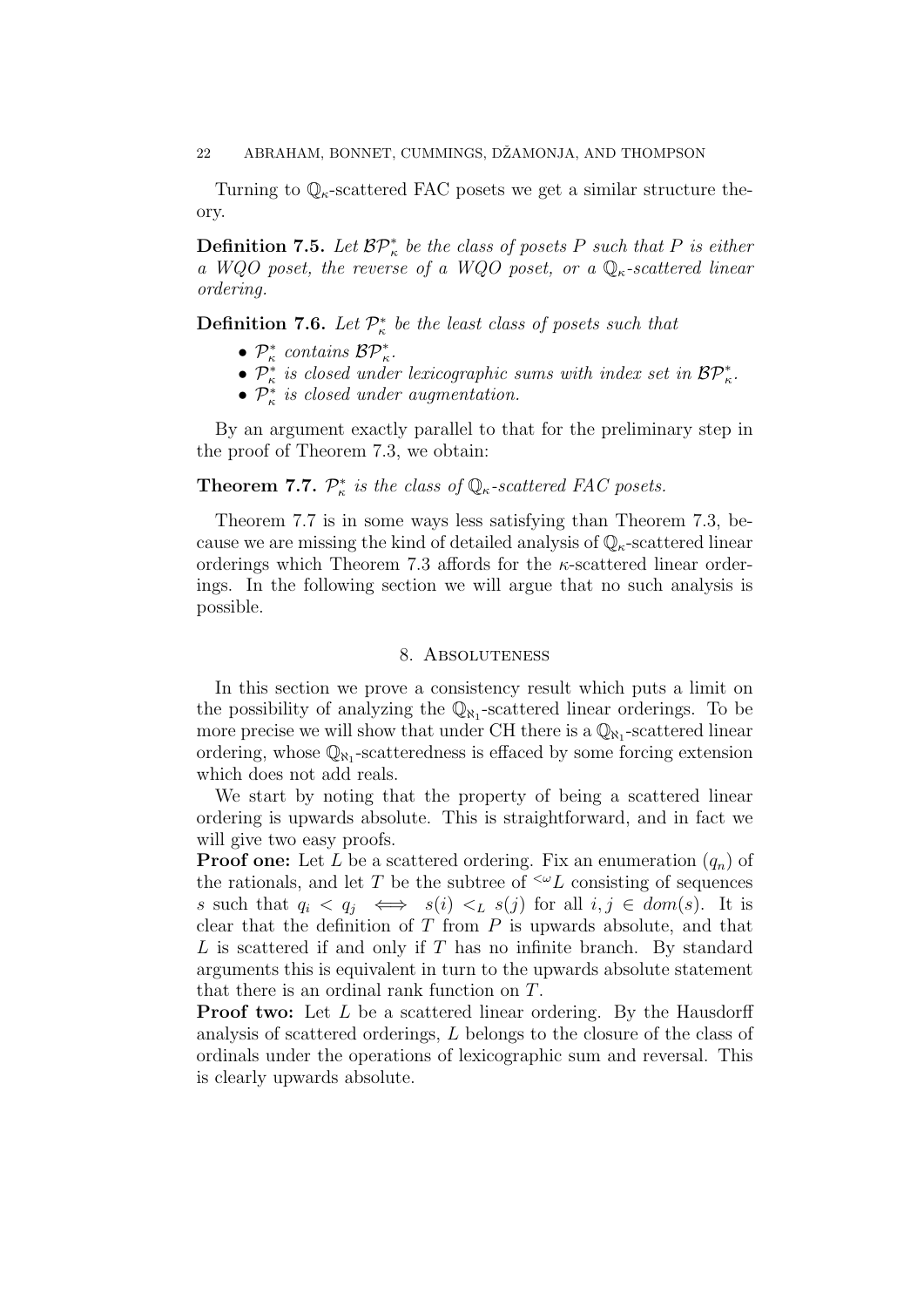Turning to $\mathbb{Q}_\kappa$-scattered FAC posets we get a similar structure theory.

**Definition 7.5.** *Let $\mathcal{BP}^*_\kappa$ be the class of posets $P$ such that $P$ is either a WQO poset, the reverse of a WQO poset, or a $\mathbb{Q}_\kappa$-scattered linear ordering.*

**Definition 7.6.** *Let $\mathcal{P}^*_\kappa$ be the least class of posets such that*

- *$\mathcal{P}^*_\kappa$ contains $\mathcal{BP}^*_\kappa$.*
- *$\mathcal{P}^*_\kappa$ is closed under lexicographic sums with index set in $\mathcal{BP}^*_\kappa$.*
- *$\mathcal{P}^*_\kappa$ is closed under augmentation.*

By an argument exactly parallel to that for the preliminary step in the proof of Theorem 7.3, we obtain:

**Theorem 7.7.** *$\mathcal{P}^*_\kappa$ is the class of $\mathbb{Q}_\kappa$-scattered FAC posets.*

Theorem 7.7 is in some ways less satisfying than Theorem 7.3, because we are missing the kind of detailed analysis of $\mathbb{Q}_\kappa$-scattered linear orderings which Theorem 7.3 affords for the $\kappa$-scattered linear orderings. In the following section we will argue that no such analysis is possible.

## 8. Absoluteness

In this section we prove a consistency result which puts a limit on the possibility of analyzing the $\mathbb{Q}_{\aleph_1}$-scattered linear orderings. To be more precise we will show that under CH there is a $\mathbb{Q}_{\aleph_1}$-scattered linear ordering, whose $\mathbb{Q}_{\aleph_1}$-scatteredness is effaced by some forcing extension which does not add reals.

We start by noting that the property of being a scattered linear ordering is upwards absolute. This is straightforward, and in fact we will give two easy proofs.

**Proof one:** Let $L$ be a scattered ordering. Fix an enumeration $(q_n)$ of the rationals, and let $T$ be the subtree of ${}^{<\omega}L$ consisting of sequences $s$ such that $q_i < q_j \iff s(i) <_L s(j)$ for all $i, j \in dom(s)$. It is clear that the definition of $T$ from $P$ is upwards absolute, and that $L$ is scattered if and only if $T$ has no infinite branch. By standard arguments this is equivalent in turn to the upwards absolute statement that there is an ordinal rank function on $T$.

**Proof two:** Let $L$ be a scattered linear ordering. By the Hausdorff analysis of scattered orderings, $L$ belongs to the closure of the class of ordinals under the operations of lexicographic sum and reversal. This is clearly upwards absolute.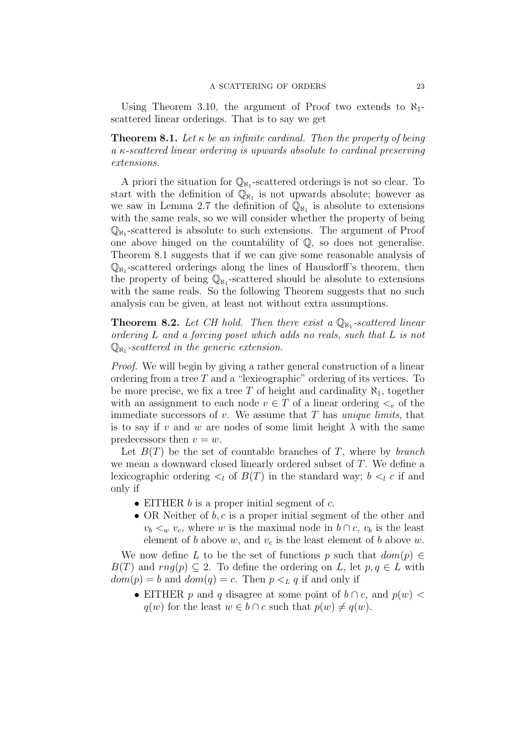Using Theorem 3.10, the argument of Proof two extends to $\aleph_1$-scattered linear orderings. That is to say we get

**Theorem 8.1.** *Let $\kappa$ be an infinite cardinal. Then the property of being a $\kappa$-scattered linear ordering is upwards absolute to cardinal preserving extensions.*

A priori the situation for $\mathbb{Q}_{\aleph_1}$-scattered orderings is not so clear. To start with the definition of $\mathbb{Q}_{\aleph_1}$ is not upwards absolute; however as we saw in Lemma 2.7 the definition of $\mathbb{Q}_{\aleph_1}$ is absolute to extensions with the same reals, so we will consider whether the property of being $\mathbb{Q}_{\aleph_1}$-scattered is absolute to such extensions. The argument of Proof one above hinged on the countability of $\mathbb{Q}$, so does not generalise. Theorem 8.1 suggests that if we can give some reasonable analysis of $\mathbb{Q}_{\aleph_1}$-scattered orderings along the lines of Hausdorff's theorem, then the property of being $\mathbb{Q}_{\aleph_1}$-scattered should be absolute to extensions with the same reals. So the following Theorem suggests that no such analysis can be given, at least not without extra assumptions.

**Theorem 8.2.** *Let CH hold. Then there exist a $\mathbb{Q}_{\aleph_1}$-scattered linear ordering $L$ and a forcing poset which adds no reals, such that $L$ is not $\mathbb{Q}_{\aleph_1}$-scattered in the generic extension.*

*Proof.* We will begin by giving a rather general construction of a linear ordering from a tree $T$ and a "lexicographic" ordering of its vertices. To be more precise, we fix a tree $T$ of height and cardinality $\aleph_1$, together with an assignment to each node $v \in T$ of a linear ordering $<_v$ of the immediate successors of $v$. We assume that $T$ has *unique limits*, that is to say if $v$ and $w$ are nodes of some limit height $\lambda$ with the same predecessors then $v = w$.

Let $B(T)$ be the set of countable branches of $T$, where by *branch* we mean a downward closed linearly ordered subset of $T$. We define a lexicographic ordering $<_l$ of $B(T)$ in the standard way; $b <_l c$ if and only if

- EITHER $b$ is a proper initial segment of $c$.
- OR Neither of $b, c$ is a proper initial segment of the other and $v_b <_w v_c$, where $w$ is the maximal node in $b \cap c$, $v_b$ is the least element of $b$ above $w$, and $v_c$ is the least element of $b$ above $w$.

We now define $L$ to be the set of functions $p$ such that $dom(p) \in B(T)$ and $rng(p) \subseteq 2$. To define the ordering on $L$, let $p, q \in L$ with $dom(p) = b$ and $dom(q) = c$. Then $p <_L q$ if and only if

- EITHER $p$ and $q$ disagree at some point of $b \cap c$, and $p(w) < q(w)$ for the least $w \in b \cap c$ such that $p(w) \neq q(w)$.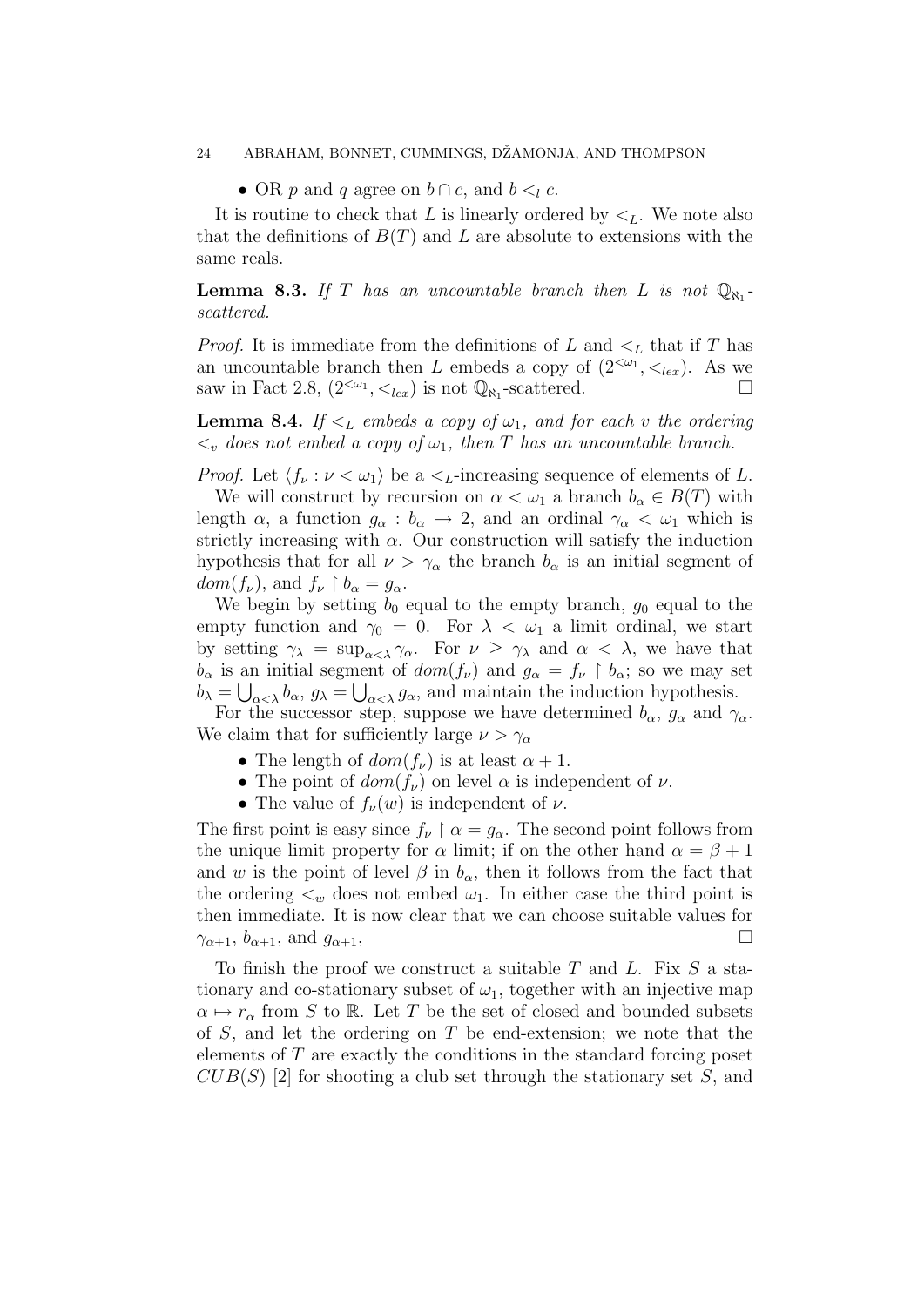- OR $p$ and $q$ agree on $b \cap c$, and $b <_l c$.

It is routine to check that $L$ is linearly ordered by $<_L$. We note also that the definitions of $B(T)$ and $L$ are absolute to extensions with the same reals.

**Lemma 8.3.** *If $T$ has an uncountable branch then $L$ is not $\mathbb{Q}_{\aleph_1}$-scattered.*

*Proof.* It is immediate from the definitions of $L$ and $<_L$ that if $T$ has an uncountable branch then $L$ embeds a copy of $(2^{<\omega_1}, <_{lex})$. As we saw in Fact 2.8, $(2^{<\omega_1}, <_{lex})$ is not $\mathbb{Q}_{\aleph_1}$-scattered. □

**Lemma 8.4.** *If $<_L$ embeds a copy of $\omega_1$, and for each $v$ the ordering $<_v$ does not embed a copy of $\omega_1$, then $T$ has an uncountable branch.*

*Proof.* Let $\langle f_\nu : \nu < \omega_1 \rangle$ be a $<_L$-increasing sequence of elements of $L$.

We will construct by recursion on $\alpha < \omega_1$ a branch $b_\alpha \in B(T)$ with length $\alpha$, a function $g_\alpha : b_\alpha \to 2$, and an ordinal $\gamma_\alpha < \omega_1$ which is strictly increasing with $\alpha$. Our construction will satisfy the induction hypothesis that for all $\nu > \gamma_\alpha$ the branch $b_\alpha$ is an initial segment of $dom(f_\nu)$, and $f_\nu \restriction b_\alpha = g_\alpha$.

We begin by setting $b_0$ equal to the empty branch, $g_0$ equal to the empty function and $\gamma_0 = 0$. For $\lambda < \omega_1$ a limit ordinal, we start by setting $\gamma_\lambda = \sup_{\alpha<\lambda} \gamma_\alpha$. For $\nu \geq \gamma_\lambda$ and $\alpha < \lambda$, we have that $b_\alpha$ is an initial segment of $dom(f_\nu)$ and $g_\alpha = f_\nu \restriction b_\alpha$; so we may set $b_\lambda = \bigcup_{\alpha<\lambda} b_\alpha$, $g_\lambda = \bigcup_{\alpha<\lambda} g_\alpha$, and maintain the induction hypothesis.

For the successor step, suppose we have determined $b_\alpha$, $g_\alpha$ and $\gamma_\alpha$. We claim that for sufficiently large $\nu > \gamma_\alpha$

- The length of $dom(f_\nu)$ is at least $\alpha + 1$.
- The point of $dom(f_\nu)$ on level $\alpha$ is independent of $\nu$.
- The value of $f_\nu(w)$ is independent of $\nu$.

The first point is easy since $f_\nu \restriction \alpha = g_\alpha$. The second point follows from the unique limit property for $\alpha$ limit; if on the other hand $\alpha = \beta + 1$ and $w$ is the point of level $\beta$ in $b_\alpha$, then it follows from the fact that the ordering $<_w$ does not embed $\omega_1$. In either case the third point is then immediate. It is now clear that we can choose suitable values for $\gamma_{\alpha+1}$, $b_{\alpha+1}$, and $g_{\alpha+1}$, □

To finish the proof we construct a suitable $T$ and $L$. Fix $S$ a stationary and co-stationary subset of $\omega_1$, together with an injective map $\alpha \mapsto r_\alpha$ from $S$ to $\mathbb{R}$. Let $T$ be the set of closed and bounded subsets of $S$, and let the ordering on $T$ be end-extension; we note that the elements of $T$ are exactly the conditions in the standard forcing poset $CUB(S)$ [2] for shooting a club set through the stationary set $S$, and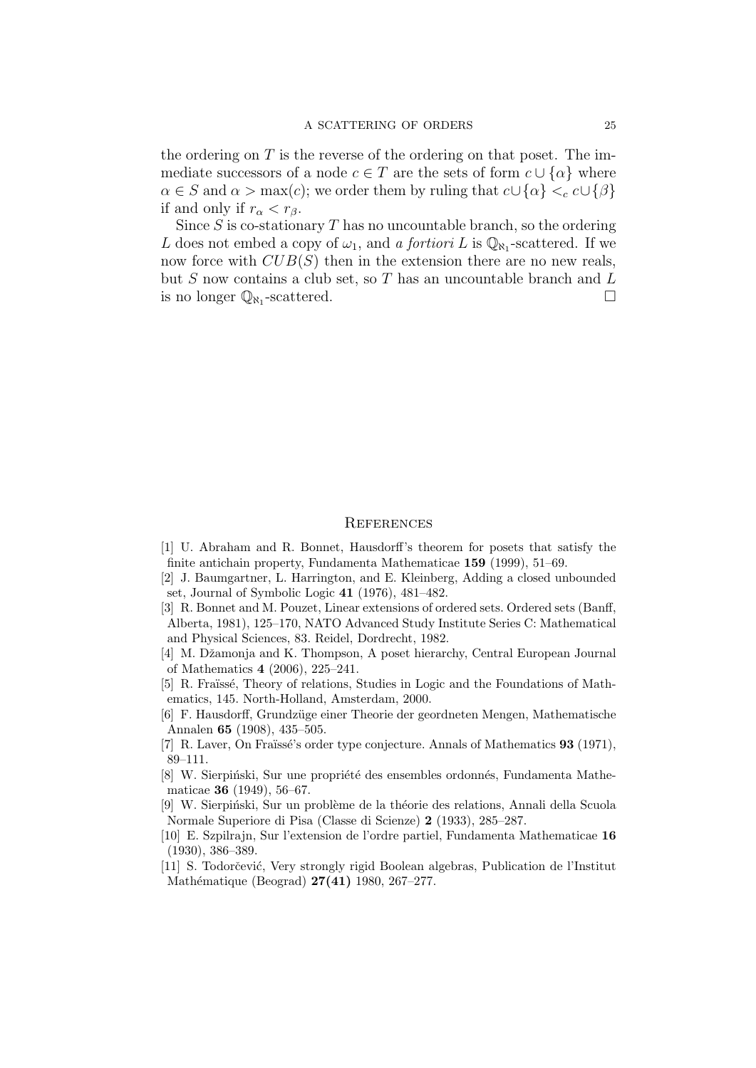the ordering on $T$ is the reverse of the ordering on that poset. The immediate successors of a node $c \in T$ are the sets of form $c \cup \{\alpha\}$ where $\alpha \in S$ and $\alpha > \max(c)$; we order them by ruling that $c \cup \{\alpha\} <_c c \cup \{\beta\}$ if and only if $r_\alpha < r_\beta$.

Since $S$ is co-stationary $T$ has no uncountable branch, so the ordering $L$ does not embed a copy of $\omega_1$, and *a fortiori* $L$ is $\mathbb{Q}_{\aleph_1}$-scattered. If we now force with $CUB(S)$ then in the extension there are no new reals, but $S$ now contains a club set, so $T$ has an uncountable branch and $L$ is no longer $\mathbb{Q}_{\aleph_1}$-scattered. □

## References

[1] U. Abraham and R. Bonnet, Hausdorff's theorem for posets that satisfy the finite antichain property, Fundamenta Mathematicae **159** (1999), 51–69.

[2] J. Baumgartner, L. Harrington, and E. Kleinberg, Adding a closed unbounded set, Journal of Symbolic Logic **41** (1976), 481–482.

[3] R. Bonnet and M. Pouzet, Linear extensions of ordered sets. Ordered sets (Banff, Alberta, 1981), 125–170, NATO Advanced Study Institute Series C: Mathematical and Physical Sciences, 83. Reidel, Dordrecht, 1982.

[4] M. Džamonja and K. Thompson, A poset hierarchy, Central European Journal of Mathematics **4** (2006), 225–241.

[5] R. Fraïssé, Theory of relations, Studies in Logic and the Foundations of Mathematics, 145. North-Holland, Amsterdam, 2000.

[6] F. Hausdorff, Grundzüge einer Theorie der geordneten Mengen, Mathematische Annalen **65** (1908), 435–505.

[7] R. Laver, On Fraïssé's order type conjecture. Annals of Mathematics **93** (1971), 89–111.

[8] W. Sierpiński, Sur une propriété des ensembles ordonnés, Fundamenta Mathematicae **36** (1949), 56–67.

[9] W. Sierpiński, Sur un problème de la théorie des relations, Annali della Scuola Normale Superiore di Pisa (Classe di Scienze) **2** (1933), 285–287.

[10] E. Szpilrajn, Sur l'extension de l'ordre partiel, Fundamenta Mathematicae **16** (1930), 386–389.

[11] S. Todorčević, Very strongly rigid Boolean algebras, Publication de l'Institut Mathématique (Beograd) **27(41)** 1980, 267–277.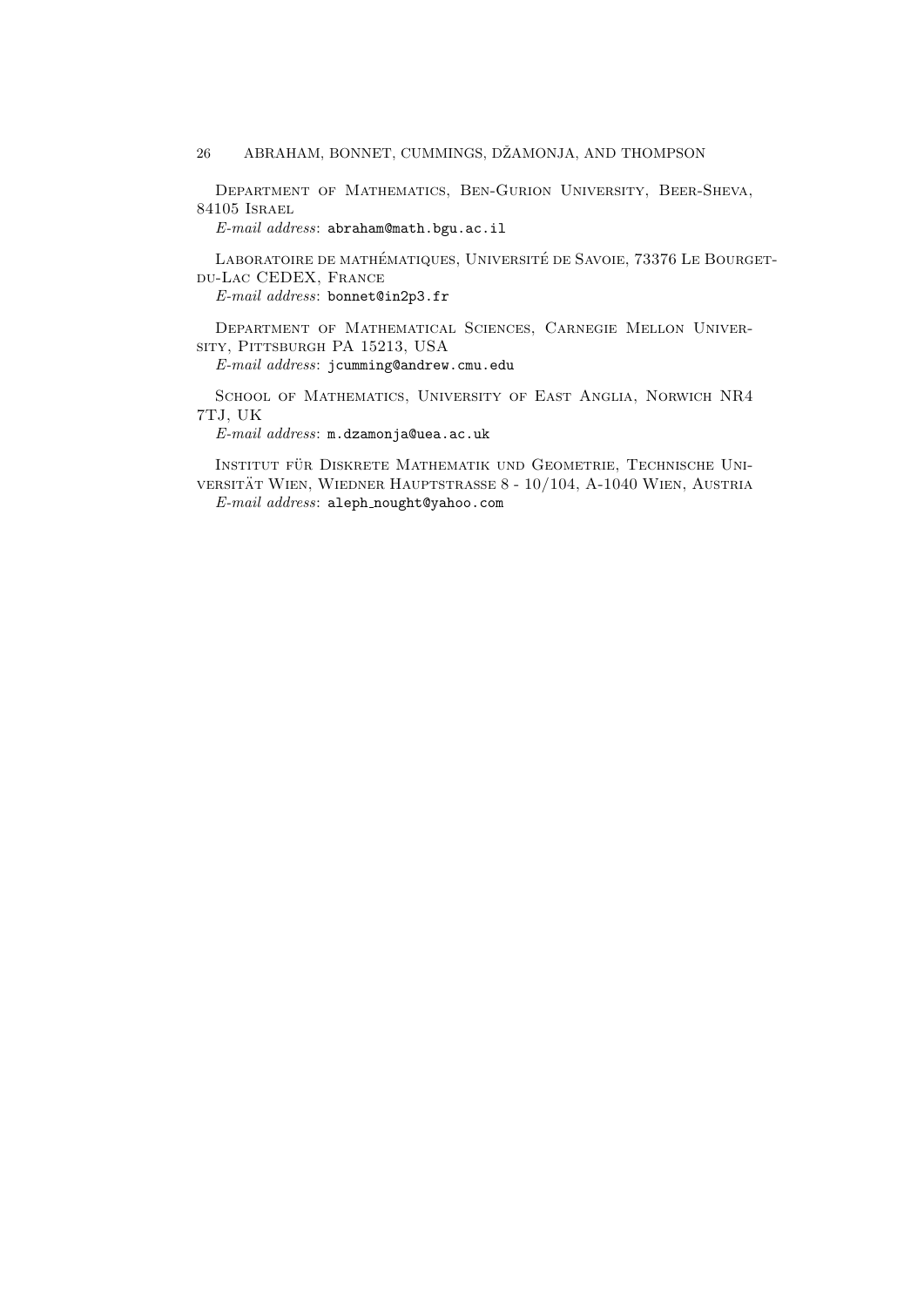Department of Mathematics, Ben-Gurion University, Beer-Sheva, 84105 Israel

*E-mail address*: abraham@math.bgu.ac.il

Laboratoire de mathématiques, Université de Savoie, 73376 Le Bourget-du-Lac CEDEX, France

*E-mail address*: bonnet@in2p3.fr

Department of Mathematical Sciences, Carnegie Mellon University, Pittsburgh PA 15213, USA

*E-mail address*: jcumming@andrew.cmu.edu

School of Mathematics, University of East Anglia, Norwich NR4 7TJ, UK

*E-mail address*: m.dzamonja@uea.ac.uk

Institut für Diskrete Mathematik und Geometrie, Technische Universität Wien, Wiedner Hauptstrasse 8 - 10/104, A-1040 Wien, Austria

*E-mail address*: aleph_nought@yahoo.com